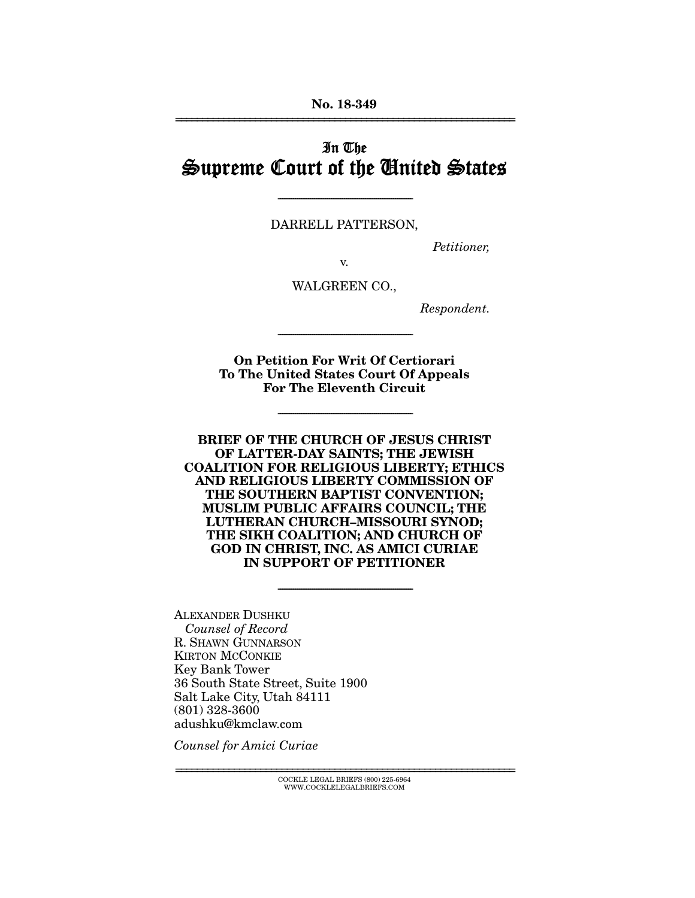No. 18-349

# In The Supreme Court of the United States

DARRELL PATTERSON,

*Petitioner,*

v.

WALGREEN CO.,

*Respondent.*

**On Petition For Writ Of Certiorari To The United States Court Of Appeals For The Eleventh Circuit**

**BRIEF OF THE CHURCH OF JESUS CHRIST OF LATTER-DAY SAINTS; THE JEWISH COALITION FOR RELIGIOUS LIBERTY; ETHICS AND RELIGIOUS LIBERTY COMMISSION OF THE SOUTHERN BAPTIST CONVENTION; MUSLIM PUBLIC AFFAIRS COUNCIL; THE LUTHERAN CHURCH–MISSOURI SYNOD; THE SIKH COALITION; AND CHURCH OF GOD IN CHRIST, INC. AS AMICI CURIAE IN SUPPORT OF PETITIONER**

ALEXANDER DUSHKU
*Counsel of Record*
R. SHAWN GUNNARSON
KIRTON MCCONKIE
Key Bank Tower
36 South State Street, Suite 1900
Salt Lake City, Utah 84111
(801) 328-3600
adushku@kmclaw.com

*Counsel for Amici Curiae*

COCKLE LEGAL BRIEFS (800) 225-6964
WWW.COCKLELEGALBRIEFS.COM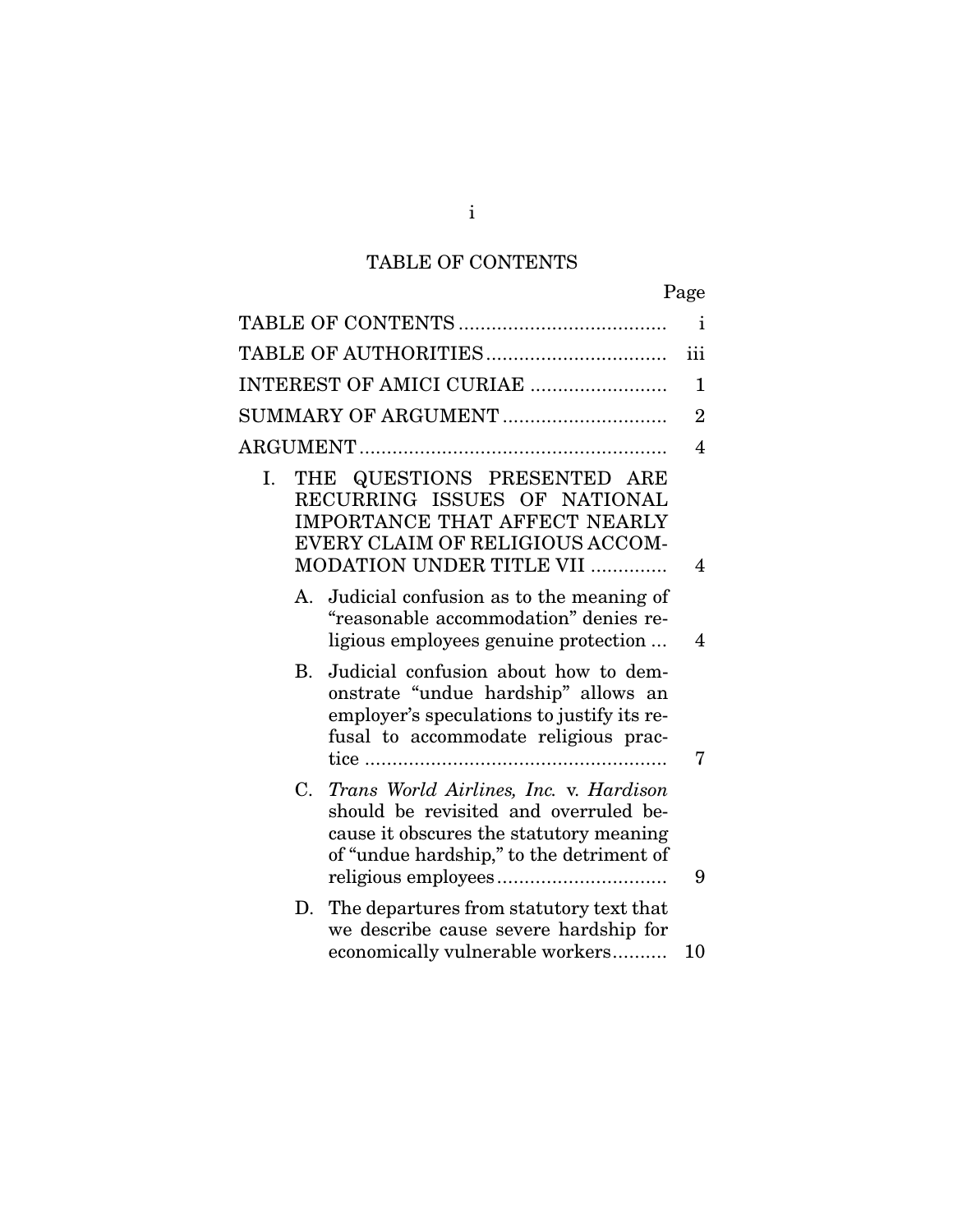## TABLE OF CONTENTS

| | Page |
|---|---|
| TABLE OF CONTENTS | i |
| TABLE OF AUTHORITIES | iii |
| INTEREST OF AMICI CURIAE | 1 |
| SUMMARY OF ARGUMENT | 2 |
| ARGUMENT | 4 |
| I. THE QUESTIONS PRESENTED ARE RECURRING ISSUES OF NATIONAL IMPORTANCE THAT AFFECT NEARLY EVERY CLAIM OF RELIGIOUS ACCOMMODATION UNDER TITLE VII | 4 |
| A. Judicial confusion as to the meaning of "reasonable accommodation" denies religious employees genuine protection | 4 |
| B. Judicial confusion about how to demonstrate "undue hardship" allows an employer's speculations to justify its refusal to accommodate religious practice | 7 |
| C. *Trans World Airlines, Inc.* v. *Hardison* should be revisited and overruled because it obscures the statutory meaning of "undue hardship," to the detriment of religious employees | 9 |
| D. The departures from statutory text that we describe cause severe hardship for economically vulnerable workers | 10 |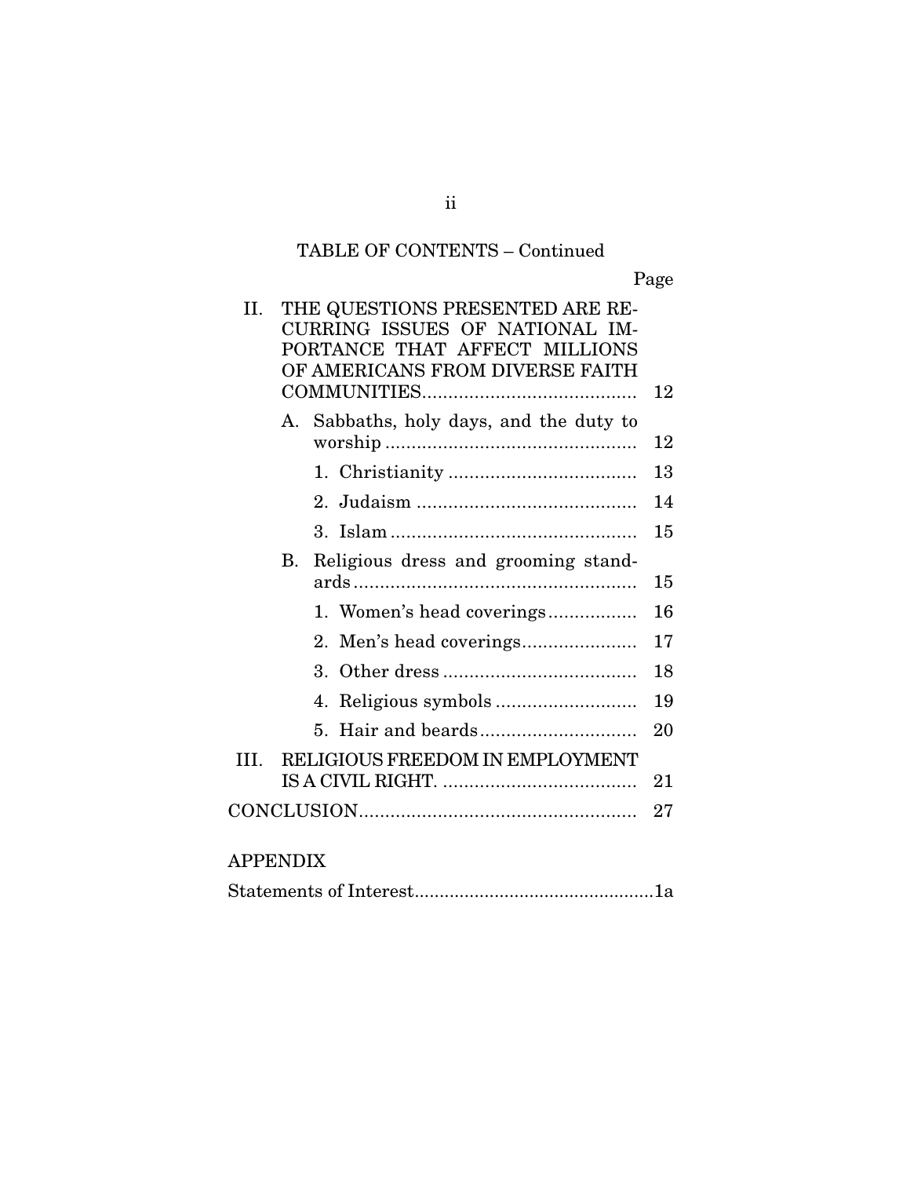TABLE OF CONTENTS – Continued

| | Page |
|---|---|
| II. THE QUESTIONS PRESENTED ARE RECURRING ISSUES OF NATIONAL IMPORTANCE THAT AFFECT MILLIONS OF AMERICANS FROM DIVERSE FAITH COMMUNITIES | 12 |
| A. Sabbaths, holy days, and the duty to worship | 12 |
| 1. Christianity | 13 |
| 2. Judaism | 14 |
| 3. Islam | 15 |
| B. Religious dress and grooming standards | 15 |
| 1. Women's head coverings | 16 |
| 2. Men's head coverings | 17 |
| 3. Other dress | 18 |
| 4. Religious symbols | 19 |
| 5. Hair and beards | 20 |
| III. RELIGIOUS FREEDOM IN EMPLOYMENT IS A CIVIL RIGHT. | 21 |
| CONCLUSION | 27 |

APPENDIX

| | |
|---|---|
| Statements of Interest | 1a |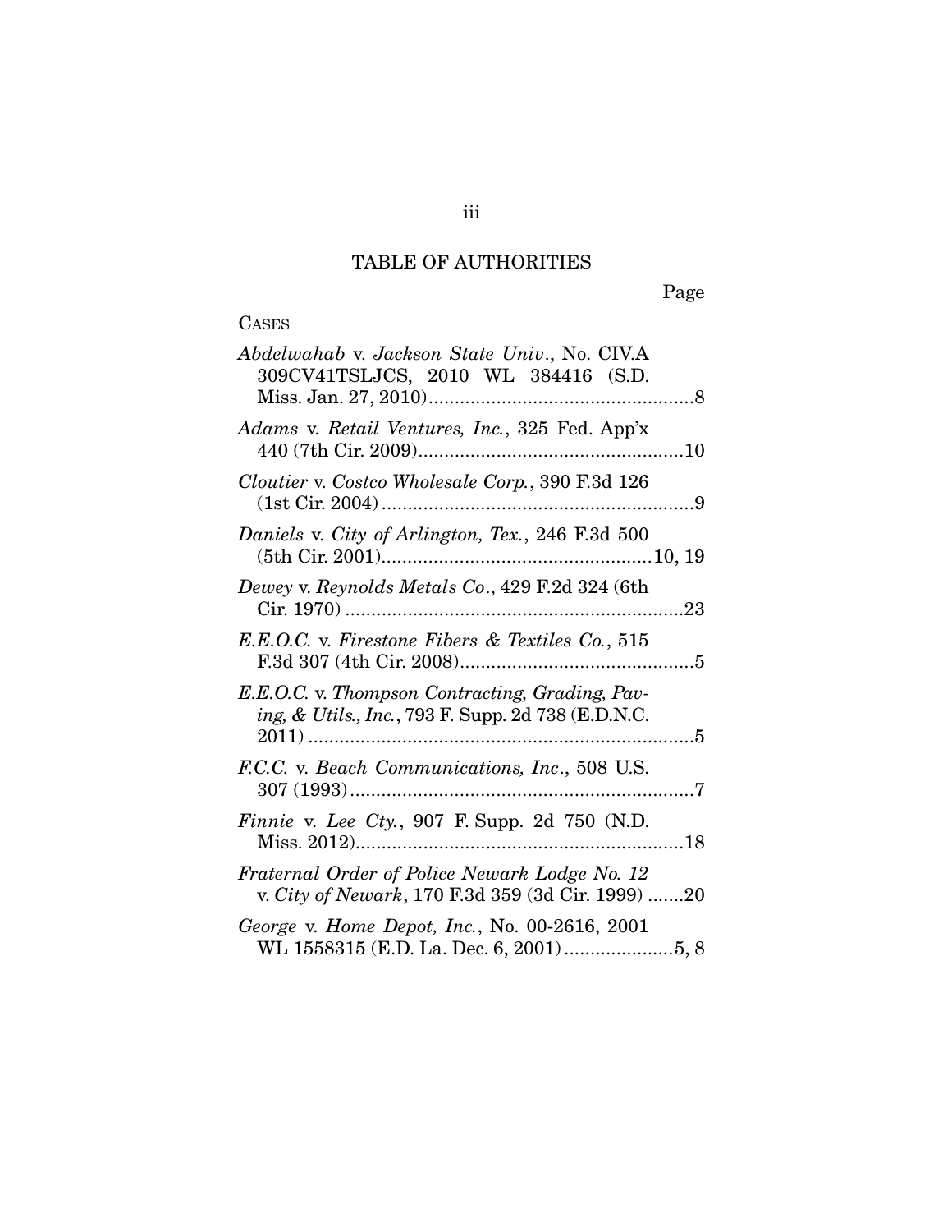## TABLE OF AUTHORITIES

Page

CASES

*Abdelwahab* v. *Jackson State Univ*., No. CIV.A 309CV41TSLJCS, 2010 WL 384416 (S.D. Miss. Jan. 27, 2010)....................................................8

*Adams* v. *Retail Ventures, Inc.*, 325 Fed. App'x 440 (7th Cir. 2009)....................................................10

*Cloutier* v. *Costco Wholesale Corp.*, 390 F.3d 126 (1st Cir. 2004)............................................................9

*Daniels* v. *City of Arlington, Tex.*, 246 F.3d 500 (5th Cir. 2001)....................................................10, 19

*Dewey* v. *Reynolds Metals Co*., 429 F.2d 324 (6th Cir. 1970)..................................................................23

*E.E.O.C.* v. *Firestone Fibers & Textiles Co.*, 515 F.3d 307 (4th Cir. 2008).............................................5

*E.E.O.C.* v. *Thompson Contracting, Grading, Paving, & Utils., Inc.*, 793 F. Supp. 2d 738 (E.D.N.C. 2011)..........................................................................5

*F.C.C.* v. *Beach Communications, Inc*., 508 U.S. 307 (1993)..................................................................7

*Finnie* v. *Lee Cty.*, 907 F. Supp. 2d 750 (N.D. Miss. 2012)...............................................................18

*Fraternal Order of Police Newark Lodge No. 12* v. *City of Newark*, 170 F.3d 359 (3d Cir. 1999) .......20

*George* v. *Home Depot, Inc.*, No. 00-2616, 2001 WL 1558315 (E.D. La. Dec. 6, 2001).....................5, 8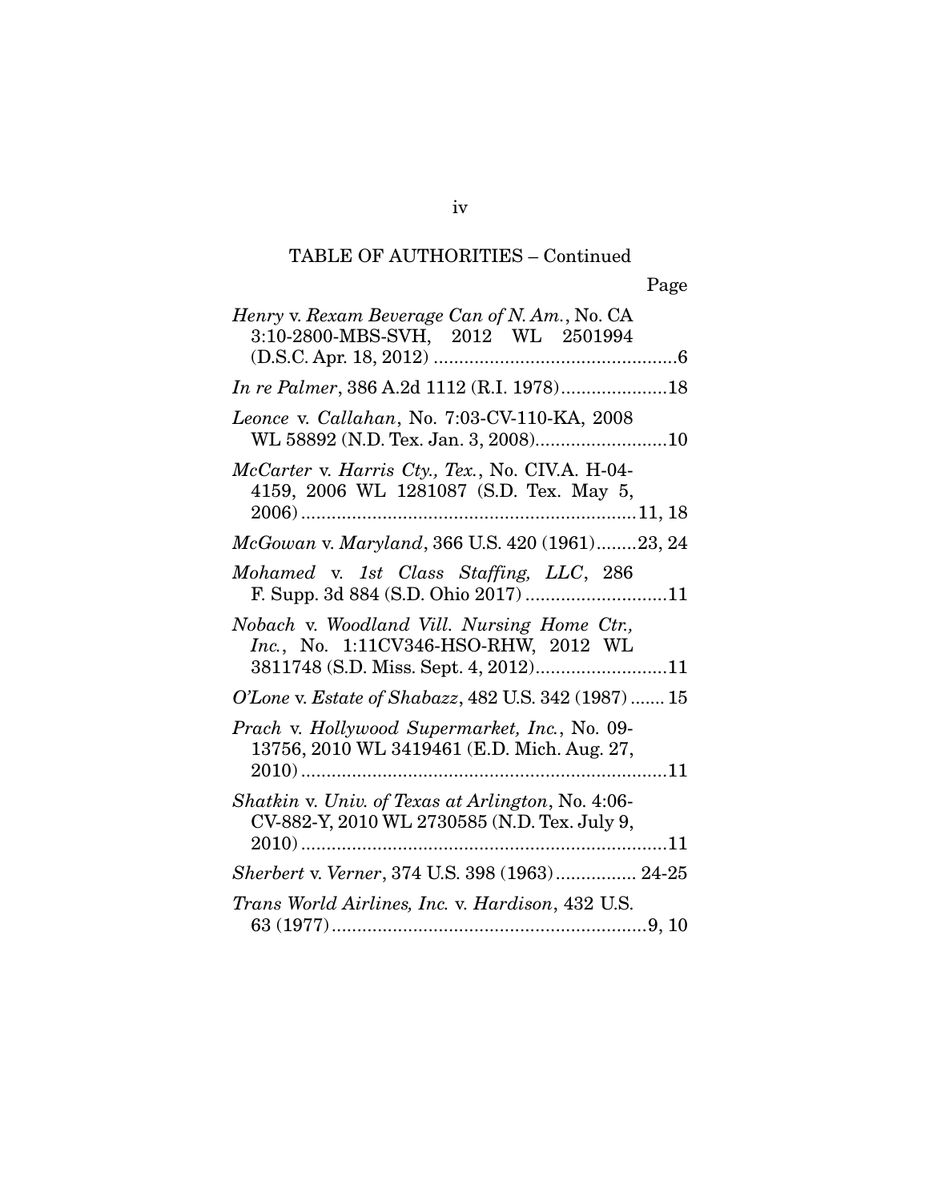TABLE OF AUTHORITIES – Continued

Page

*Henry* v. *Rexam Beverage Can of N. Am.*, No. CA 3:10-2800-MBS-SVH, 2012 WL 2501994 (D.S.C. Apr. 18, 2012) ................................................6

*In re Palmer*, 386 A.2d 1112 (R.I. 1978).....................18

*Leonce* v. *Callahan*, No. 7:03-CV-110-KA, 2008 WL 58892 (N.D. Tex. Jan. 3, 2008)..........................10

*McCarter* v. *Harris Cty., Tex.*, No. CIV.A. H-04-4159, 2006 WL 1281087 (S.D. Tex. May 5, 2006)..................................................................11, 18

*McGowan* v. *Maryland*, 366 U.S. 420 (1961)........23, 24

*Mohamed* v. *1st Class Staffing, LLC*, 286 F. Supp. 3d 884 (S.D. Ohio 2017)...........................11

*Nobach* v. *Woodland Vill. Nursing Home Ctr., Inc.*, No. 1:11CV346-HSO-RHW, 2012 WL 3811748 (S.D. Miss. Sept. 4, 2012)..........................11

*O'Lone* v. *Estate of Shabazz*, 482 U.S. 342 (1987) ....... 15

*Prach* v. *Hollywood Supermarket, Inc.*, No. 09-13756, 2010 WL 3419461 (E.D. Mich. Aug. 27, 2010)........................................................................11

*Shatkin* v. *Univ. of Texas at Arlington*, No. 4:06-CV-882-Y, 2010 WL 2730585 (N.D. Tex. July 9, 2010)........................................................................11

*Sherbert* v. *Verner*, 374 U.S. 398 (1963)................ 24-25

*Trans World Airlines, Inc.* v. *Hardison*, 432 U.S. 63 (1977)..............................................................9, 10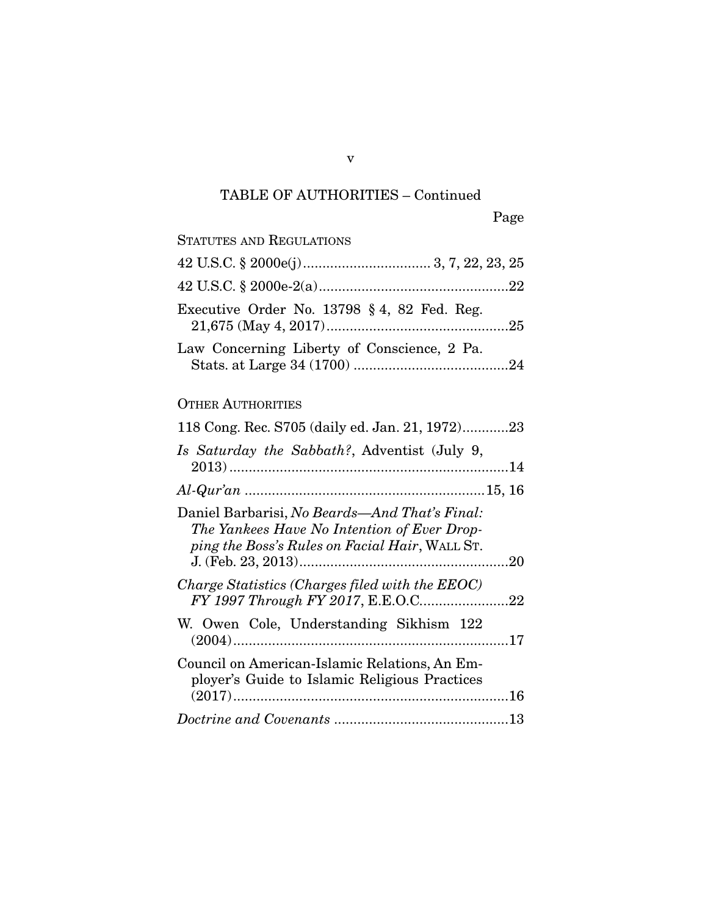## TABLE OF AUTHORITIES – Continued

Page

STATUTES AND REGULATIONS

42 U.S.C. § 2000e(j) .............................. 3, 7, 22, 23, 25

42 U.S.C. § 2000e-2(a) ................................................22

Executive Order No. 13798 § 4, 82 Fed. Reg. 21,675 (May 4, 2017) ..............................................25

Law Concerning Liberty of Conscience, 2 Pa. Stats. at Large 34 (1700) .......................................24

OTHER AUTHORITIES

118 Cong. Rec. S705 (daily ed. Jan. 21, 1972)............23

*Is Saturday the Sabbath?*, Adventist (July 9, 2013) ........................................................................14

*Al-Qur'an* .............................................................15, 16

Daniel Barbarisi, *No Beards—And That's Final: The Yankees Have No Intention of Ever Dropping the Boss's Rules on Facial Hair*, WALL ST. J. (Feb. 23, 2013) ......................................................20

*Charge Statistics (Charges filed with the EEOC) FY 1997 Through FY 2017*, E.E.O.C. ......................22

W. Owen Cole, Understanding Sikhism 122 (2004) .......................................................................17

Council on American-Islamic Relations, An Employer's Guide to Islamic Religious Practices (2017) .......................................................................16

*Doctrine and Covenants* .............................................13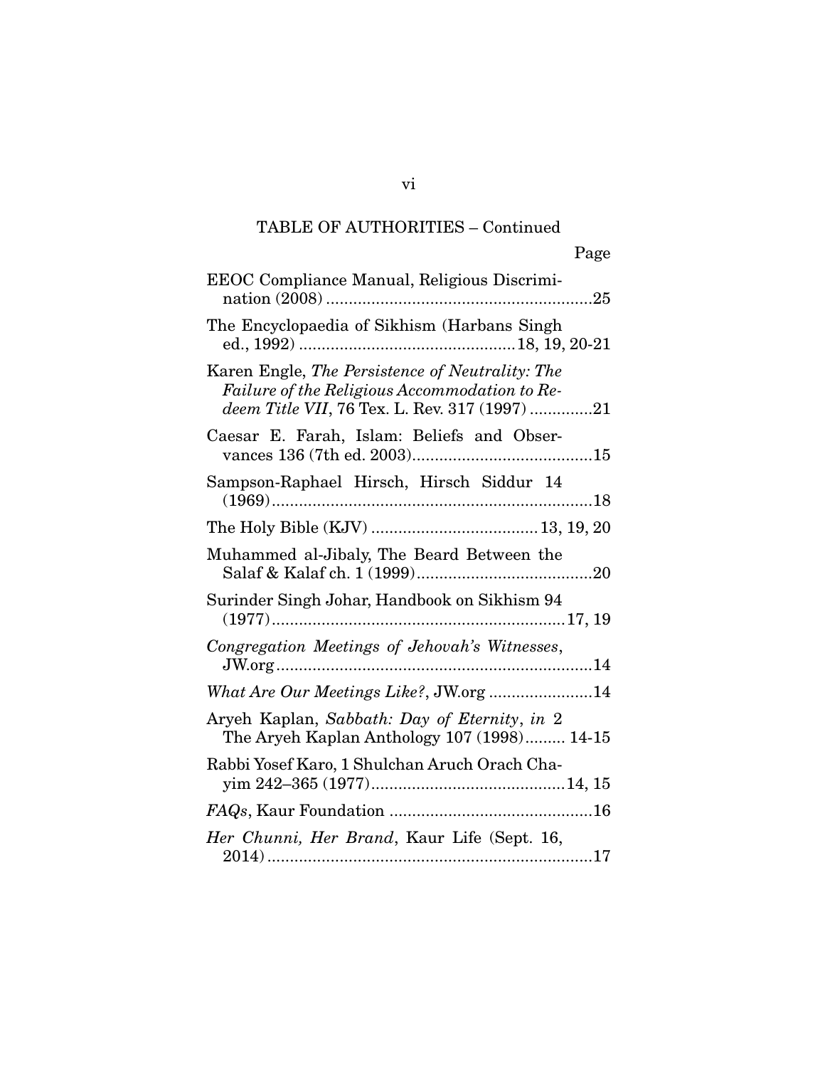TABLE OF AUTHORITIES – Continued

Page

EEOC Compliance Manual, Religious Discrimination (2008) ....................................................25

The Encyclopaedia of Sikhism (Harbans Singh ed., 1992) ..........................................18, 19, 20-21

Karen Engle, *The Persistence of Neutrality: The Failure of the Religious Accommodation to Redeem Title VII*, 76 Tex. L. Rev. 317 (1997) .............21

Caesar E. Farah, Islam: Beliefs and Observances 136 (7th ed. 2003)........................................15

Sampson-Raphael Hirsch, Hirsch Siddur 14 (1969).......................................................................18

The Holy Bible (KJV) ....................................13, 19, 20

Muhammed al-Jibaly, The Beard Between the Salaf & Kalaf ch. 1 (1999).......................................20

Surinder Singh Johar, Handbook on Sikhism 94 (1977)..................................................................17, 19

*Congregation Meetings of Jehovah's Witnesses*, JW.org......................................................................14

*What Are Our Meetings Like?*, JW.org .......................14

Aryeh Kaplan, *Sabbath: Day of Eternity*, *in* 2 The Aryeh Kaplan Anthology 107 (1998)......... 14-15

Rabbi Yosef Karo, 1 Shulchan Aruch Orach Chayim 242–365 (1977)...........................................14, 15

*FAQs*, Kaur Foundation .............................................16

*Her Chunni, Her Brand*, Kaur Life (Sept. 16, 2014).........................................................................17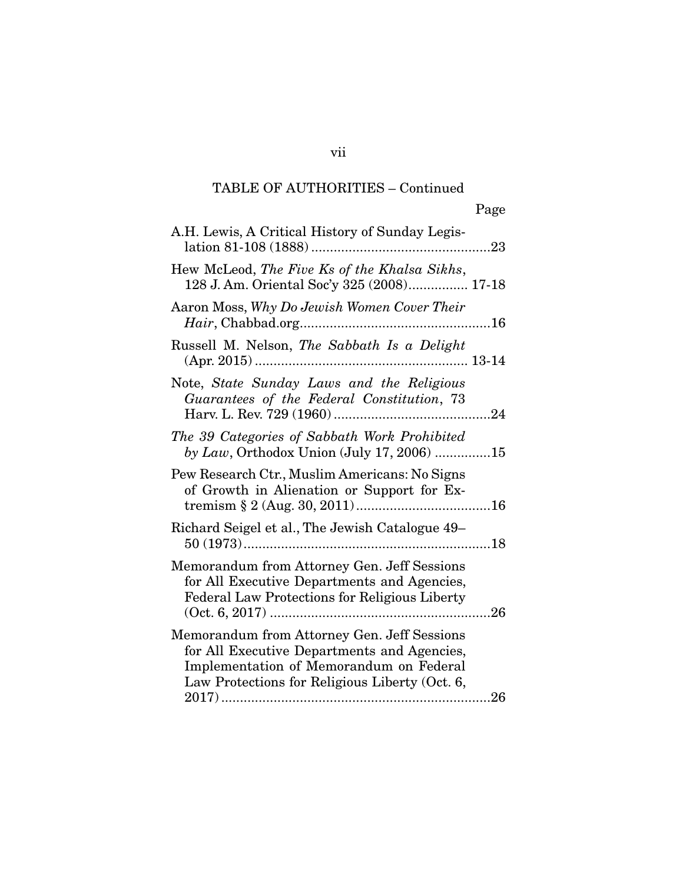TABLE OF AUTHORITIES – Continued

Page

A.H. Lewis, A Critical History of Sunday Legislation 81-108 (1888) ....................................................23

Hew McLeod, *The Five Ks of the Khalsa Sikhs*, 128 J. Am. Oriental Soc'y 325 (2008)................ 17-18

Aaron Moss, *Why Do Jewish Women Cover Their Hair*, Chabbad.org....................................................16

Russell M. Nelson, *The Sabbath Is a Delight* (Apr. 2015) .......................................................... 13-14

Note, *State Sunday Laws and the Religious Guarantees of the Federal Constitution*, 73 Harv. L. Rev. 729 (1960) ..........................................24

*The 39 Categories of Sabbath Work Prohibited by Law*, Orthodox Union (July 17, 2006) ...............15

Pew Research Ctr., Muslim Americans: No Signs of Growth in Alienation or Support for Extremism § 2 (Aug. 30, 2011)....................................16

Richard Seigel et al., The Jewish Catalogue 49–50 (1973)...................................................................18

Memorandum from Attorney Gen. Jeff Sessions for All Executive Departments and Agencies, Federal Law Protections for Religious Liberty (Oct. 6, 2017) ...........................................................26

Memorandum from Attorney Gen. Jeff Sessions for All Executive Departments and Agencies, Implementation of Memorandum on Federal Law Protections for Religious Liberty (Oct. 6, 2017).........................................................................26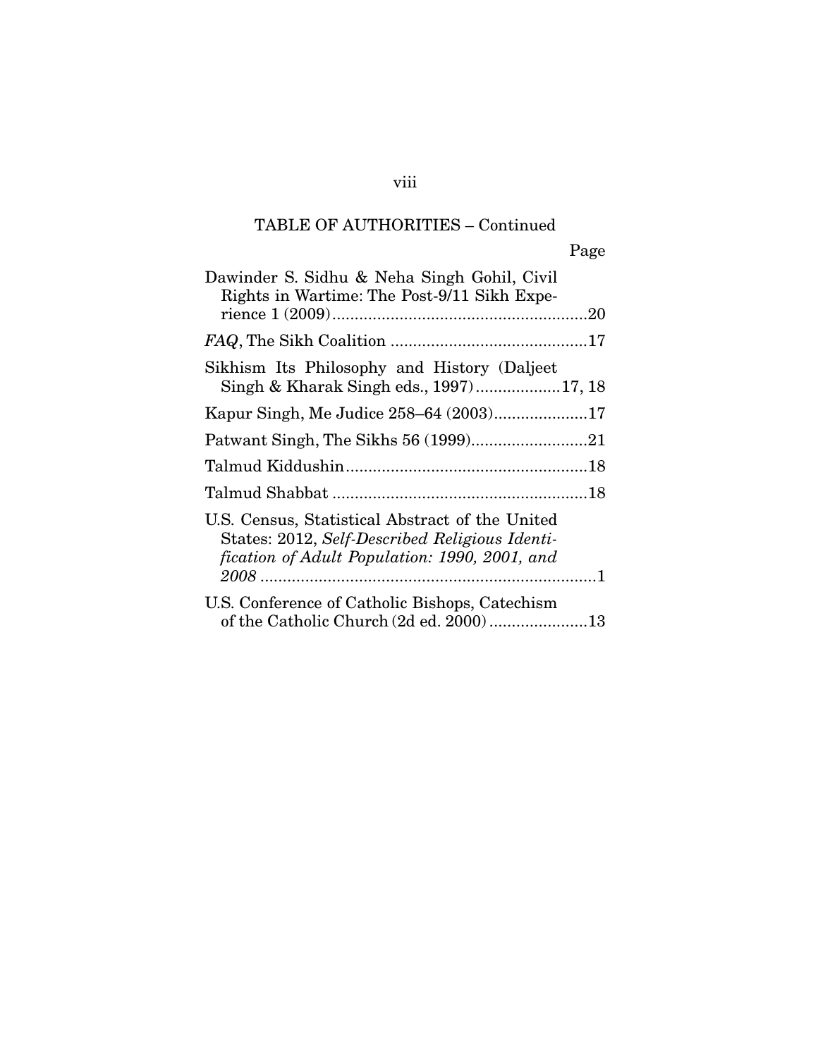TABLE OF AUTHORITIES – Continued

Page

Dawinder S. Sidhu & Neha Singh Gohil, Civil Rights in Wartime: The Post-9/11 Sikh Experience 1 (2009) ....................20

*FAQ*, The Sikh Coalition ....................17

Sikhism Its Philosophy and History (Daljeet Singh & Kharak Singh eds., 1997) ....................17, 18

Kapur Singh, Me Judice 258–64 (2003) ....................17

Patwant Singh, The Sikhs 56 (1999) ....................21

Talmud Kiddushin ....................18

Talmud Shabbat ....................18

U.S. Census, Statistical Abstract of the United States: 2012, *Self-Described Religious Identification of Adult Population: 1990, 2001, and 2008* ....................1

U.S. Conference of Catholic Bishops, Catechism of the Catholic Church (2d ed. 2000) ....................13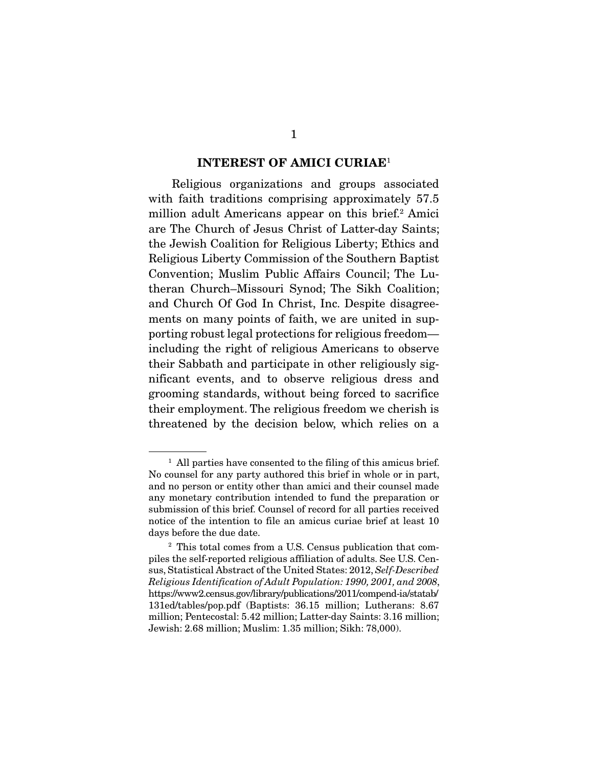## INTEREST OF AMICI CURIAE[1]

Religious organizations and groups associated with faith traditions comprising approximately 57.5 million adult Americans appear on this brief.[2] Amici are The Church of Jesus Christ of Latter-day Saints; the Jewish Coalition for Religious Liberty; Ethics and Religious Liberty Commission of the Southern Baptist Convention; Muslim Public Affairs Council; The Lutheran Church–Missouri Synod; The Sikh Coalition; and Church Of God In Christ, Inc. Despite disagreements on many points of faith, we are united in supporting robust legal protections for religious freedom—including the right of religious Americans to observe their Sabbath and participate in other religiously significant events, and to observe religious dress and grooming standards, without being forced to sacrifice their employment. The religious freedom we cherish is threatened by the decision below, which relies on a

---

[1] All parties have consented to the filing of this amicus brief. No counsel for any party authored this brief in whole or in part, and no person or entity other than amici and their counsel made any monetary contribution intended to fund the preparation or submission of this brief. Counsel of record for all parties received notice of the intention to file an amicus curiae brief at least 10 days before the due date.

[2] This total comes from a U.S. Census publication that compiles the self-reported religious affiliation of adults. See U.S. Census, Statistical Abstract of the United States: 2012, *Self-Described Religious Identification of Adult Population: 1990, 2001, and 2008*, https://www2.census.gov/library/publications/2011/compend-ia/statab/131ed/tables/pop.pdf (Baptists: 36.15 million; Lutherans: 8.67 million; Pentecostal: 5.42 million; Latter-day Saints: 3.16 million; Jewish: 2.68 million; Muslim: 1.35 million; Sikh: 78,000).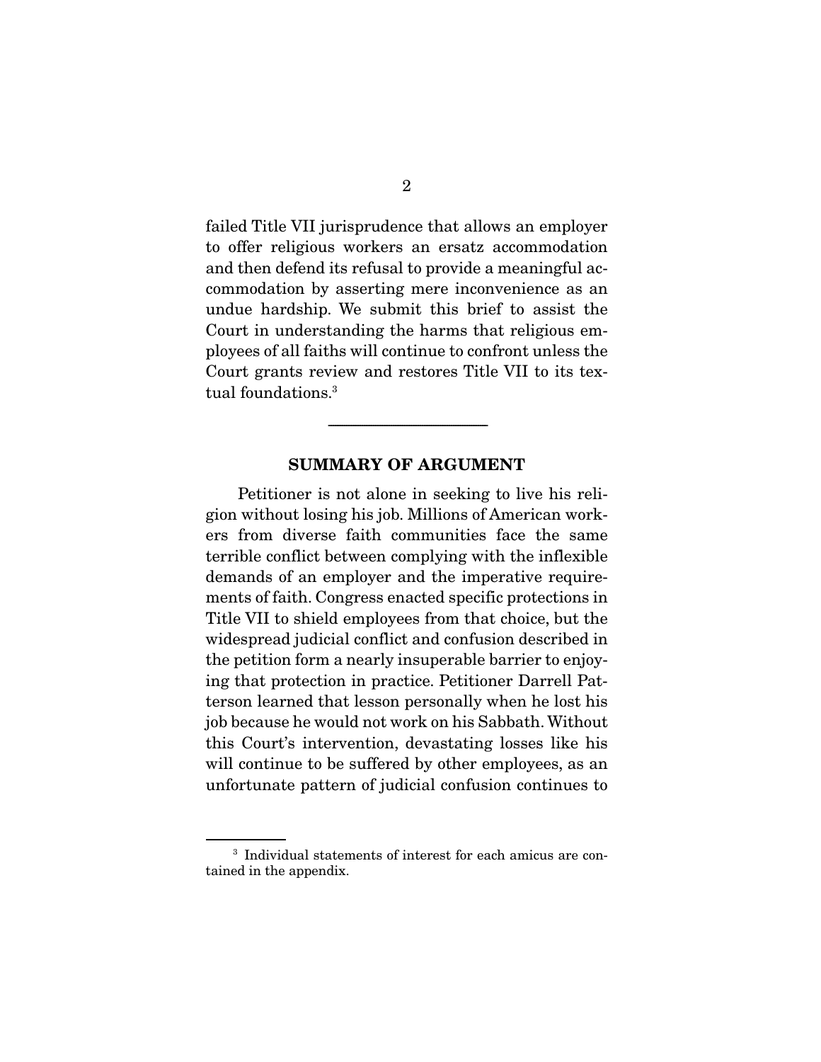failed Title VII jurisprudence that allows an employer to offer religious workers an ersatz accommodation and then defend its refusal to provide a meaningful accommodation by asserting mere inconvenience as an undue hardship. We submit this brief to assist the Court in understanding the harms that religious employees of all faiths will continue to confront unless the Court grants review and restores Title VII to its textual foundations.[3]

---

## SUMMARY OF ARGUMENT

Petitioner is not alone in seeking to live his religion without losing his job. Millions of American workers from diverse faith communities face the same terrible conflict between complying with the inflexible demands of an employer and the imperative requirements of faith. Congress enacted specific protections in Title VII to shield employees from that choice, but the widespread judicial conflict and confusion described in the petition form a nearly insuperable barrier to enjoying that protection in practice. Petitioner Darrell Patterson learned that lesson personally when he lost his job because he would not work on his Sabbath. Without this Court's intervention, devastating losses like his will continue to be suffered by other employees, as an unfortunate pattern of judicial confusion continues to

---

[3] Individual statements of interest for each amicus are contained in the appendix.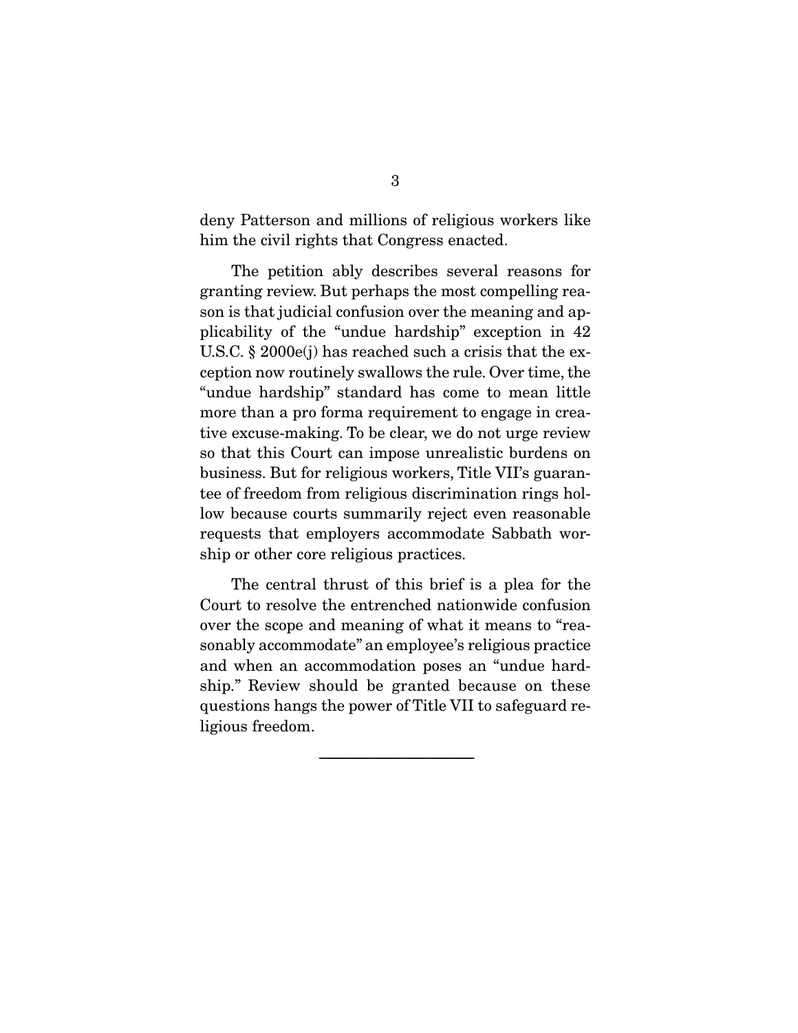deny Patterson and millions of religious workers like him the civil rights that Congress enacted.

The petition ably describes several reasons for granting review. But perhaps the most compelling reason is that judicial confusion over the meaning and applicability of the "undue hardship" exception in 42 U.S.C. § 2000e(j) has reached such a crisis that the exception now routinely swallows the rule. Over time, the "undue hardship" standard has come to mean little more than a pro forma requirement to engage in creative excuse-making. To be clear, we do not urge review so that this Court can impose unrealistic burdens on business. But for religious workers, Title VII's guarantee of freedom from religious discrimination rings hollow because courts summarily reject even reasonable requests that employers accommodate Sabbath worship or other core religious practices.

The central thrust of this brief is a plea for the Court to resolve the entrenched nationwide confusion over the scope and meaning of what it means to "reasonably accommodate" an employee's religious practice and when an accommodation poses an "undue hardship." Review should be granted because on these questions hangs the power of Title VII to safeguard religious freedom.

---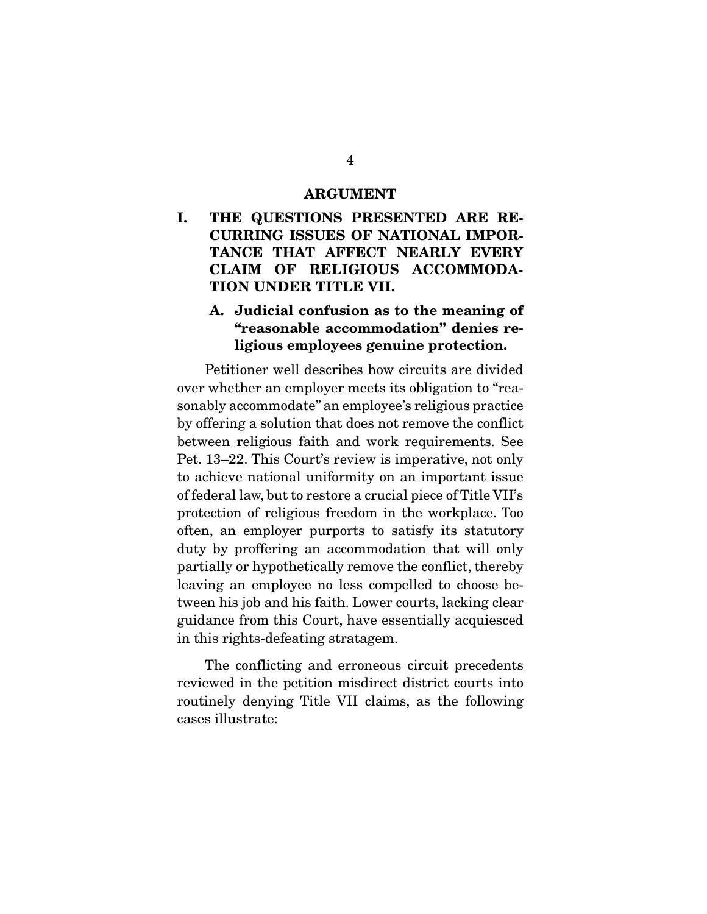# ARGUMENT

## I. THE QUESTIONS PRESENTED ARE RECURRING ISSUES OF NATIONAL IMPORTANCE THAT AFFECT NEARLY EVERY CLAIM OF RELIGIOUS ACCOMMODATION UNDER TITLE VII.

### A. Judicial confusion as to the meaning of "reasonable accommodation" denies religious employees genuine protection.

Petitioner well describes how circuits are divided over whether an employer meets its obligation to "reasonably accommodate" an employee's religious practice by offering a solution that does not remove the conflict between religious faith and work requirements. See Pet. 13–22. This Court's review is imperative, not only to achieve national uniformity on an important issue of federal law, but to restore a crucial piece of Title VII's protection of religious freedom in the workplace. Too often, an employer purports to satisfy its statutory duty by proffering an accommodation that will only partially or hypothetically remove the conflict, thereby leaving an employee no less compelled to choose between his job and his faith. Lower courts, lacking clear guidance from this Court, have essentially acquiesced in this rights-defeating stratagem.

The conflicting and erroneous circuit precedents reviewed in the petition misdirect district courts into routinely denying Title VII claims, as the following cases illustrate: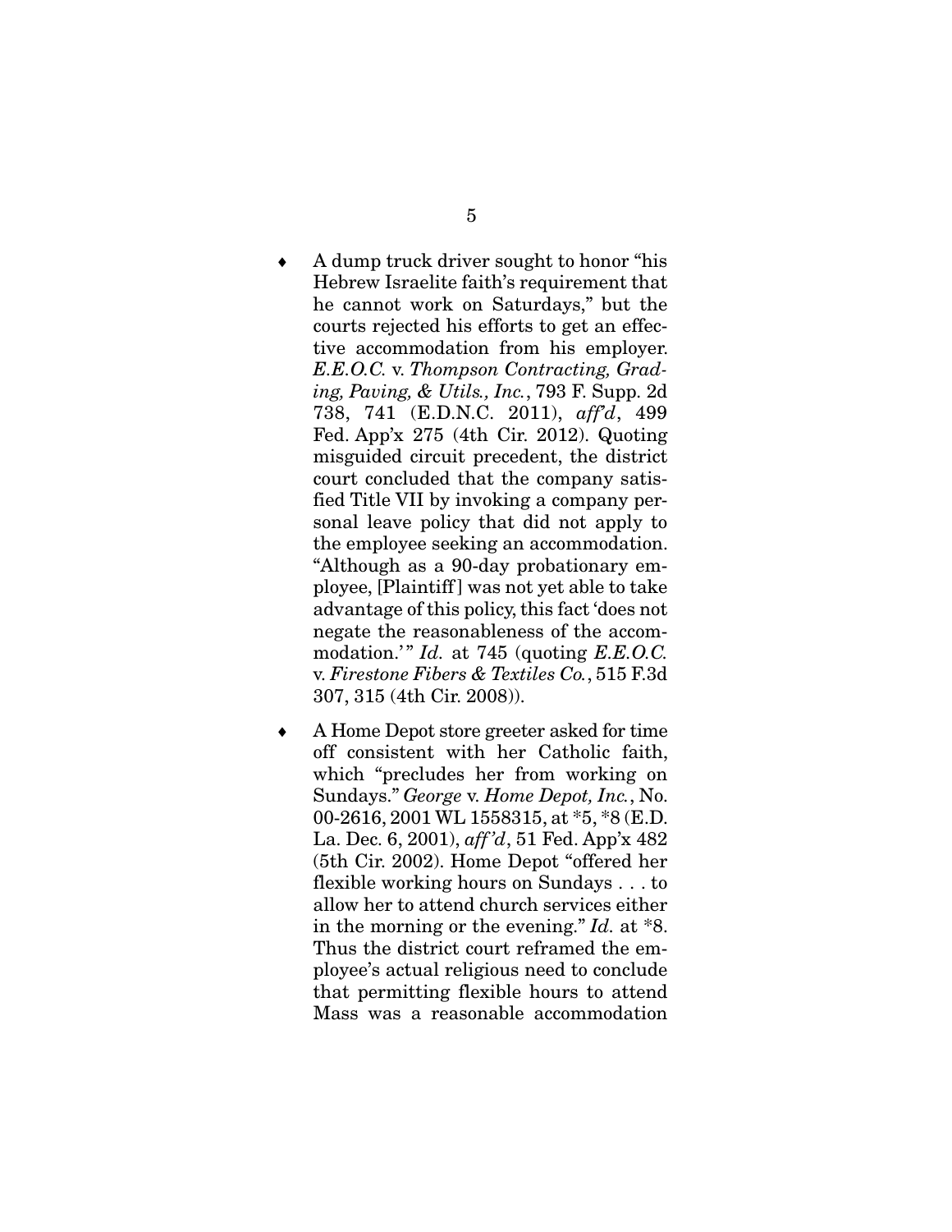- A dump truck driver sought to honor "his Hebrew Israelite faith's requirement that he cannot work on Saturdays," but the courts rejected his efforts to get an effective accommodation from his employer. *E.E.O.C.* v. *Thompson Contracting, Grading, Paving, & Utils., Inc.*, 793 F. Supp. 2d 738, 741 (E.D.N.C. 2011), *aff'd*, 499 Fed. App'x 275 (4th Cir. 2012). Quoting misguided circuit precedent, the district court concluded that the company satisfied Title VII by invoking a company personal leave policy that did not apply to the employee seeking an accommodation. "Although as a 90-day probationary employee, [Plaintiff] was not yet able to take advantage of this policy, this fact 'does not negate the reasonableness of the accommodation.'" *Id.* at 745 (quoting *E.E.O.C.* v. *Firestone Fibers & Textiles Co.*, 515 F.3d 307, 315 (4th Cir. 2008)).

- A Home Depot store greeter asked for time off consistent with her Catholic faith, which "precludes her from working on Sundays." *George* v. *Home Depot, Inc.*, No. 00-2616, 2001 WL 1558315, at *5, *8 (E.D. La. Dec. 6, 2001), *aff'd*, 51 Fed. App'x 482 (5th Cir. 2002). Home Depot "offered her flexible working hours on Sundays . . . to allow her to attend church services either in the morning or the evening." *Id.* at *8. Thus the district court reframed the employee's actual religious need to conclude that permitting flexible hours to attend Mass was a reasonable accommodation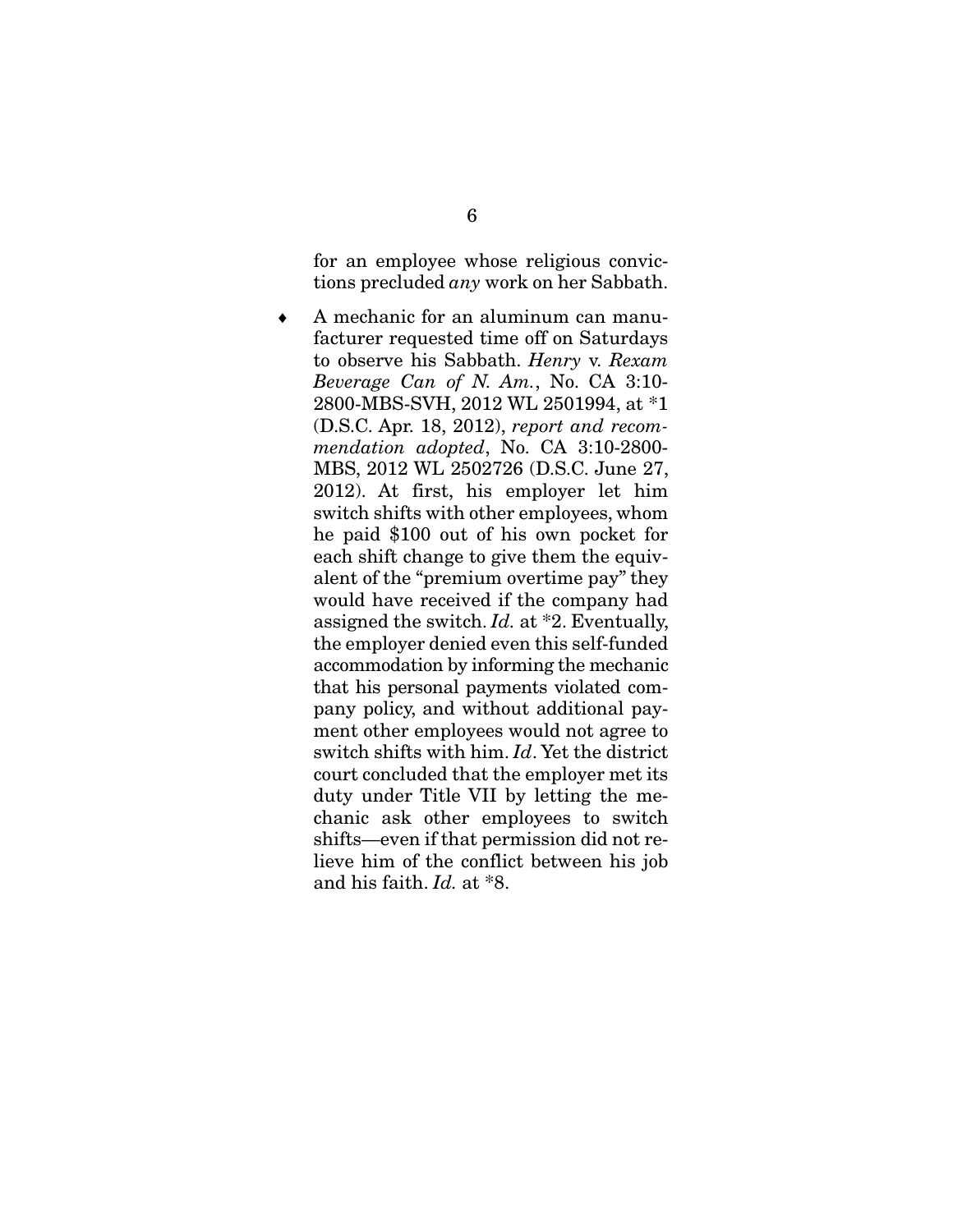for an employee whose religious convictions precluded *any* work on her Sabbath.

- A mechanic for an aluminum can manufacturer requested time off on Saturdays to observe his Sabbath. *Henry* v. *Rexam Beverage Can of N. Am.*, No. CA 3:10-2800-MBS-SVH, 2012 WL 2501994, at *1 (D.S.C. Apr. 18, 2012), *report and recommendation adopted*, No. CA 3:10-2800-MBS, 2012 WL 2502726 (D.S.C. June 27, 2012). At first, his employer let him switch shifts with other employees, whom he paid $100 out of his own pocket for each shift change to give them the equivalent of the "premium overtime pay" they would have received if the company had assigned the switch. *Id.* at *2. Eventually, the employer denied even this self-funded accommodation by informing the mechanic that his personal payments violated company policy, and without additional payment other employees would not agree to switch shifts with him. *Id*. Yet the district court concluded that the employer met its duty under Title VII by letting the mechanic ask other employees to switch shifts—even if that permission did not relieve him of the conflict between his job and his faith. *Id.* at *8.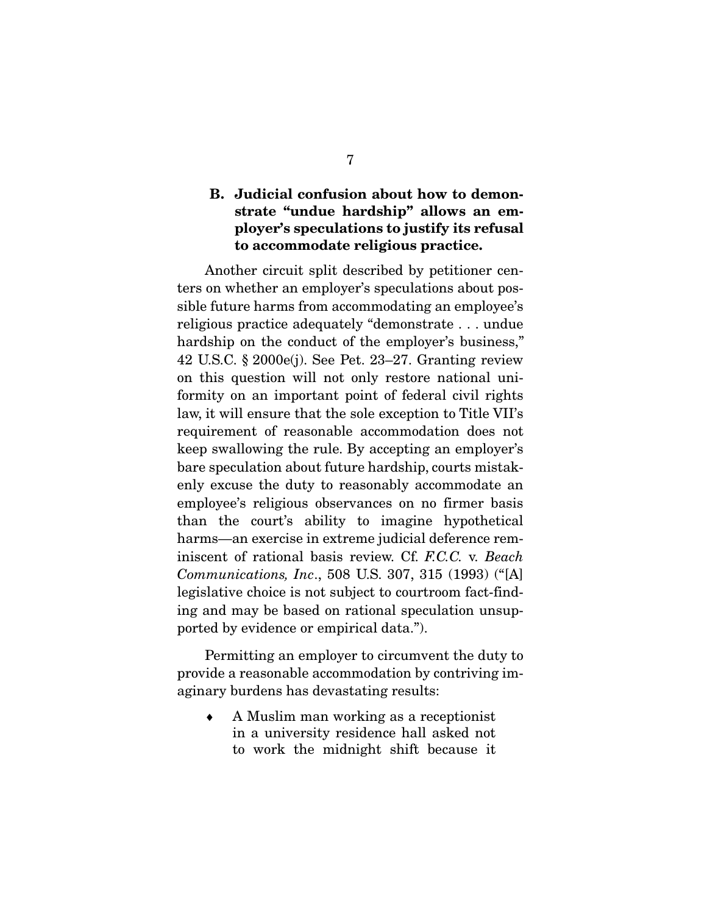### B. Judicial confusion about how to demonstrate "undue hardship" allows an employer's speculations to justify its refusal to accommodate religious practice.

Another circuit split described by petitioner centers on whether an employer's speculations about possible future harms from accommodating an employee's religious practice adequately "demonstrate . . . undue hardship on the conduct of the employer's business," 42 U.S.C. § 2000e(j). See Pet. 23–27. Granting review on this question will not only restore national uniformity on an important point of federal civil rights law, it will ensure that the sole exception to Title VII's requirement of reasonable accommodation does not keep swallowing the rule. By accepting an employer's bare speculation about future hardship, courts mistakenly excuse the duty to reasonably accommodate an employee's religious observances on no firmer basis than the court's ability to imagine hypothetical harms—an exercise in extreme judicial deference reminiscent of rational basis review. Cf. *F.C.C.* v. *Beach Communications, Inc*., 508 U.S. 307, 315 (1993) ("[A] legislative choice is not subject to courtroom fact-finding and may be based on rational speculation unsupported by evidence or empirical data.").

Permitting an employer to circumvent the duty to provide a reasonable accommodation by contriving imaginary burdens has devastating results:

- A Muslim man working as a receptionist in a university residence hall asked not to work the midnight shift because it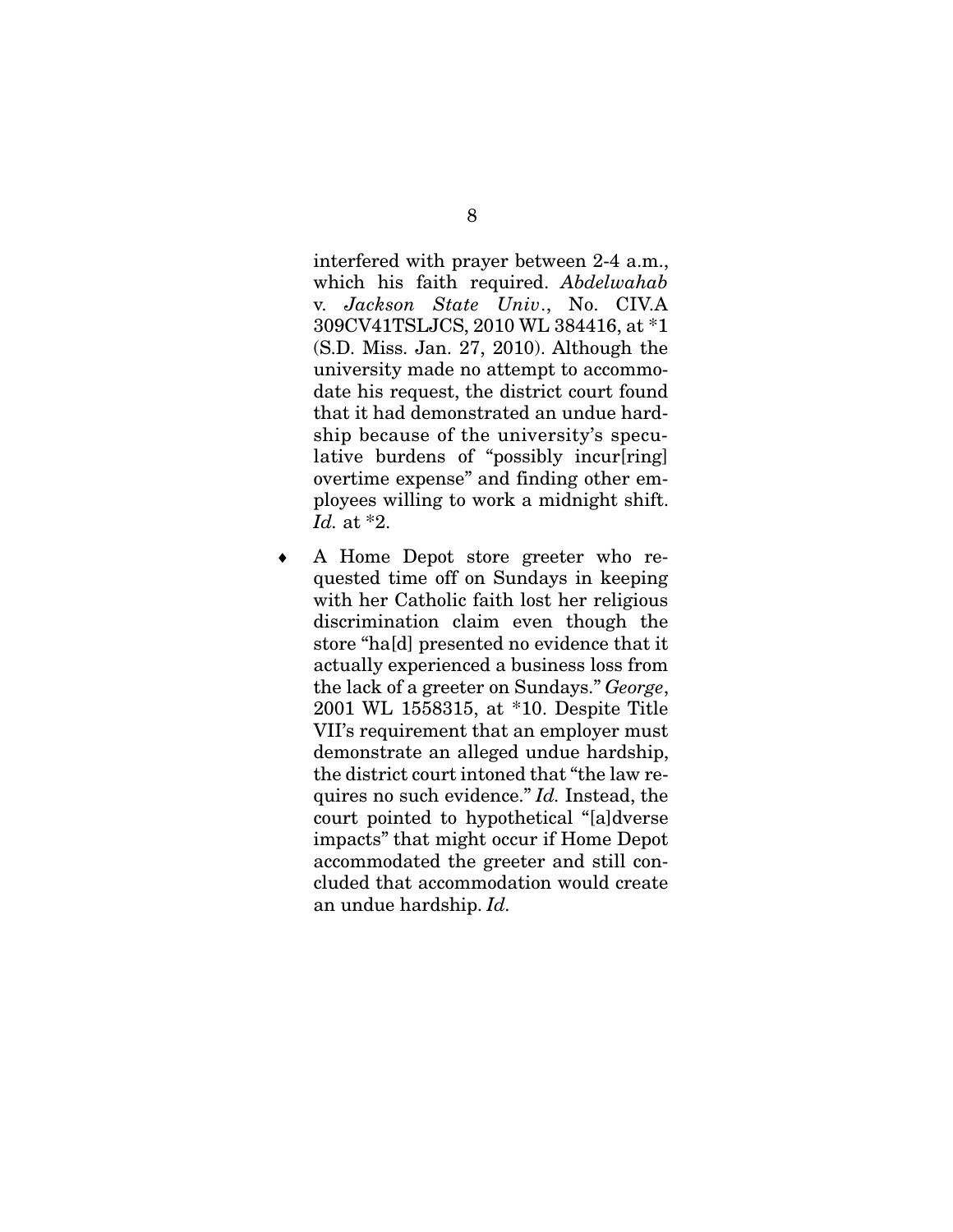interfered with prayer between 2-4 a.m., which his faith required. *Abdelwahab* v. *Jackson State Univ*., No. CIV.A 309CV41TSLJCS, 2010 WL 384416, at *1 (S.D. Miss. Jan. 27, 2010). Although the university made no attempt to accommodate his request, the district court found that it had demonstrated an undue hardship because of the university's speculative burdens of "possibly incur[ring] overtime expense" and finding other employees willing to work a midnight shift. *Id.* at *2.

- A Home Depot store greeter who requested time off on Sundays in keeping with her Catholic faith lost her religious discrimination claim even though the store "ha[d] presented no evidence that it actually experienced a business loss from the lack of a greeter on Sundays." *George*, 2001 WL 1558315, at *10. Despite Title VII's requirement that an employer must demonstrate an alleged undue hardship, the district court intoned that "the law requires no such evidence." *Id.* Instead, the court pointed to hypothetical "[a]dverse impacts" that might occur if Home Depot accommodated the greeter and still concluded that accommodation would create an undue hardship. *Id.*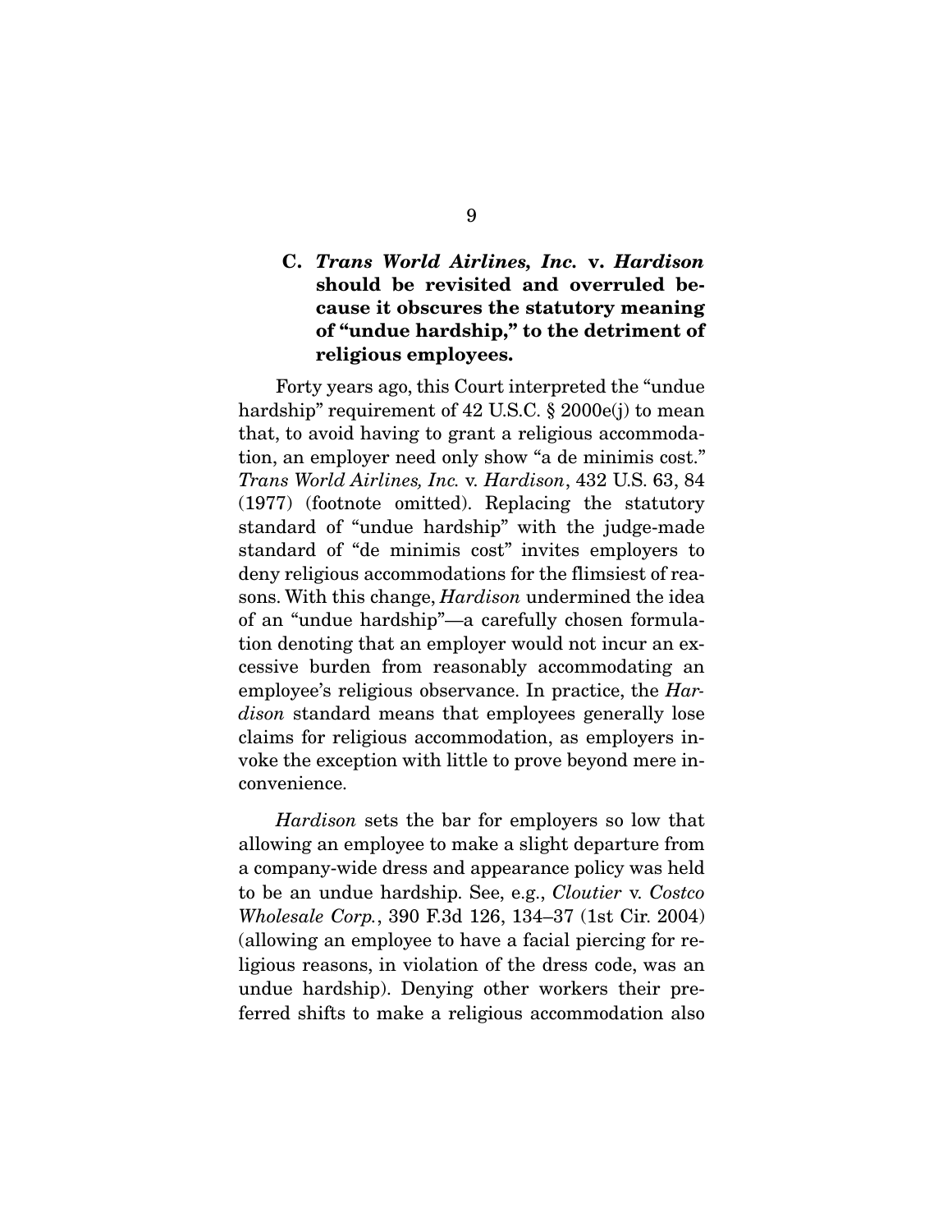### C. *Trans World Airlines, Inc.* v. *Hardison* should be revisited and overruled because it obscures the statutory meaning of "undue hardship," to the detriment of religious employees.

Forty years ago, this Court interpreted the "undue hardship" requirement of 42 U.S.C. § 2000e(j) to mean that, to avoid having to grant a religious accommodation, an employer need only show "a de minimis cost." *Trans World Airlines, Inc.* v. *Hardison*, 432 U.S. 63, 84 (1977) (footnote omitted). Replacing the statutory standard of "undue hardship" with the judge-made standard of "de minimis cost" invites employers to deny religious accommodations for the flimsiest of reasons. With this change, *Hardison* undermined the idea of an "undue hardship"—a carefully chosen formulation denoting that an employer would not incur an excessive burden from reasonably accommodating an employee's religious observance. In practice, the *Hardison* standard means that employees generally lose claims for religious accommodation, as employers invoke the exception with little to prove beyond mere inconvenience.

*Hardison* sets the bar for employers so low that allowing an employee to make a slight departure from a company-wide dress and appearance policy was held to be an undue hardship. See, e.g., *Cloutier* v. *Costco Wholesale Corp.*, 390 F.3d 126, 134–37 (1st Cir. 2004) (allowing an employee to have a facial piercing for religious reasons, in violation of the dress code, was an undue hardship). Denying other workers their preferred shifts to make a religious accommodation also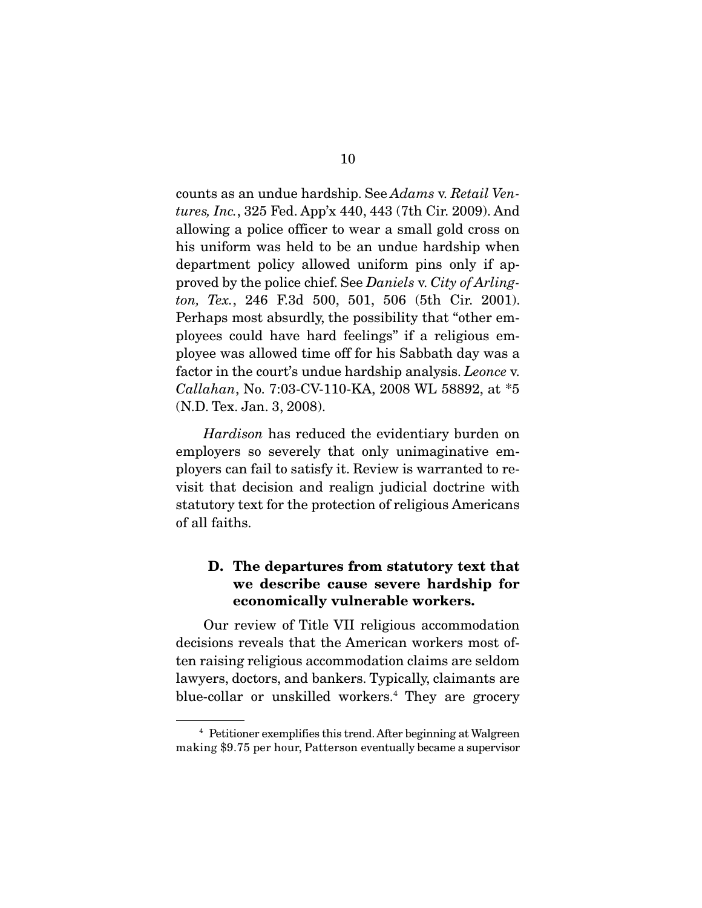counts as an undue hardship. See *Adams* v. *Retail Ventures, Inc.*, 325 Fed. App'x 440, 443 (7th Cir. 2009). And allowing a police officer to wear a small gold cross on his uniform was held to be an undue hardship when department policy allowed uniform pins only if approved by the police chief. See *Daniels* v. *City of Arlington, Tex.*, 246 F.3d 500, 501, 506 (5th Cir. 2001). Perhaps most absurdly, the possibility that "other employees could have hard feelings" if a religious employee was allowed time off for his Sabbath day was a factor in the court's undue hardship analysis. *Leonce* v. *Callahan*, No. 7:03-CV-110-KA, 2008 WL 58892, at *5 (N.D. Tex. Jan. 3, 2008).

*Hardison* has reduced the evidentiary burden on employers so severely that only unimaginative employers can fail to satisfy it. Review is warranted to revisit that decision and realign judicial doctrine with statutory text for the protection of religious Americans of all faiths.

### D. The departures from statutory text that we describe cause severe hardship for economically vulnerable workers.

Our review of Title VII religious accommodation decisions reveals that the American workers most often raising religious accommodation claims are seldom lawyers, doctors, and bankers. Typically, claimants are blue-collar or unskilled workers.[4] They are grocery

---

[4] Petitioner exemplifies this trend. After beginning at Walgreen making $9.75 per hour, Patterson eventually became a supervisor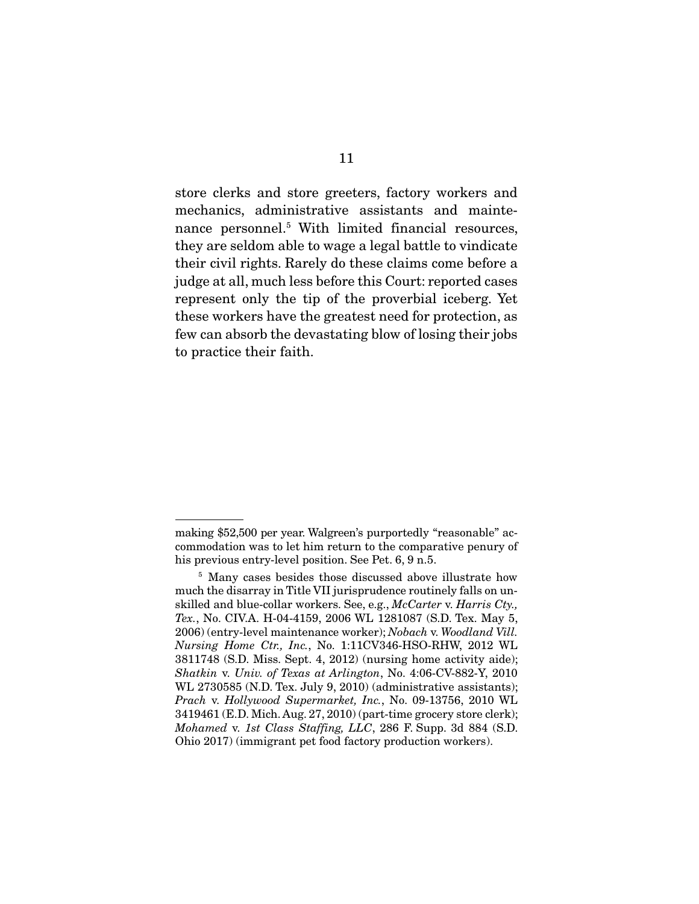store clerks and store greeters, factory workers and mechanics, administrative assistants and maintenance personnel.[5] With limited financial resources, they are seldom able to wage a legal battle to vindicate their civil rights. Rarely do these claims come before a judge at all, much less before this Court: reported cases represent only the tip of the proverbial iceberg. Yet these workers have the greatest need for protection, as few can absorb the devastating blow of losing their jobs to practice their faith.

---

making $52,500 per year. Walgreen's purportedly "reasonable" accommodation was to let him return to the comparative penury of his previous entry-level position. See Pet. 6, 9 n.5.

[5] Many cases besides those discussed above illustrate how much the disarray in Title VII jurisprudence routinely falls on unskilled and blue-collar workers. See, e.g., *McCarter* v. *Harris Cty., Tex.*, No. CIV.A. H-04-4159, 2006 WL 1281087 (S.D. Tex. May 5, 2006) (entry-level maintenance worker); *Nobach* v. *Woodland Vill. Nursing Home Ctr., Inc.*, No. 1:11CV346-HSO-RHW, 2012 WL 3811748 (S.D. Miss. Sept. 4, 2012) (nursing home activity aide); *Shatkin* v. *Univ. of Texas at Arlington*, No. 4:06-CV-882-Y, 2010 WL 2730585 (N.D. Tex. July 9, 2010) (administrative assistants); *Prach* v. *Hollywood Supermarket, Inc.*, No. 09-13756, 2010 WL 3419461 (E.D. Mich. Aug. 27, 2010) (part-time grocery store clerk); *Mohamed* v. *1st Class Staffing, LLC*, 286 F. Supp. 3d 884 (S.D. Ohio 2017) (immigrant pet food factory production workers).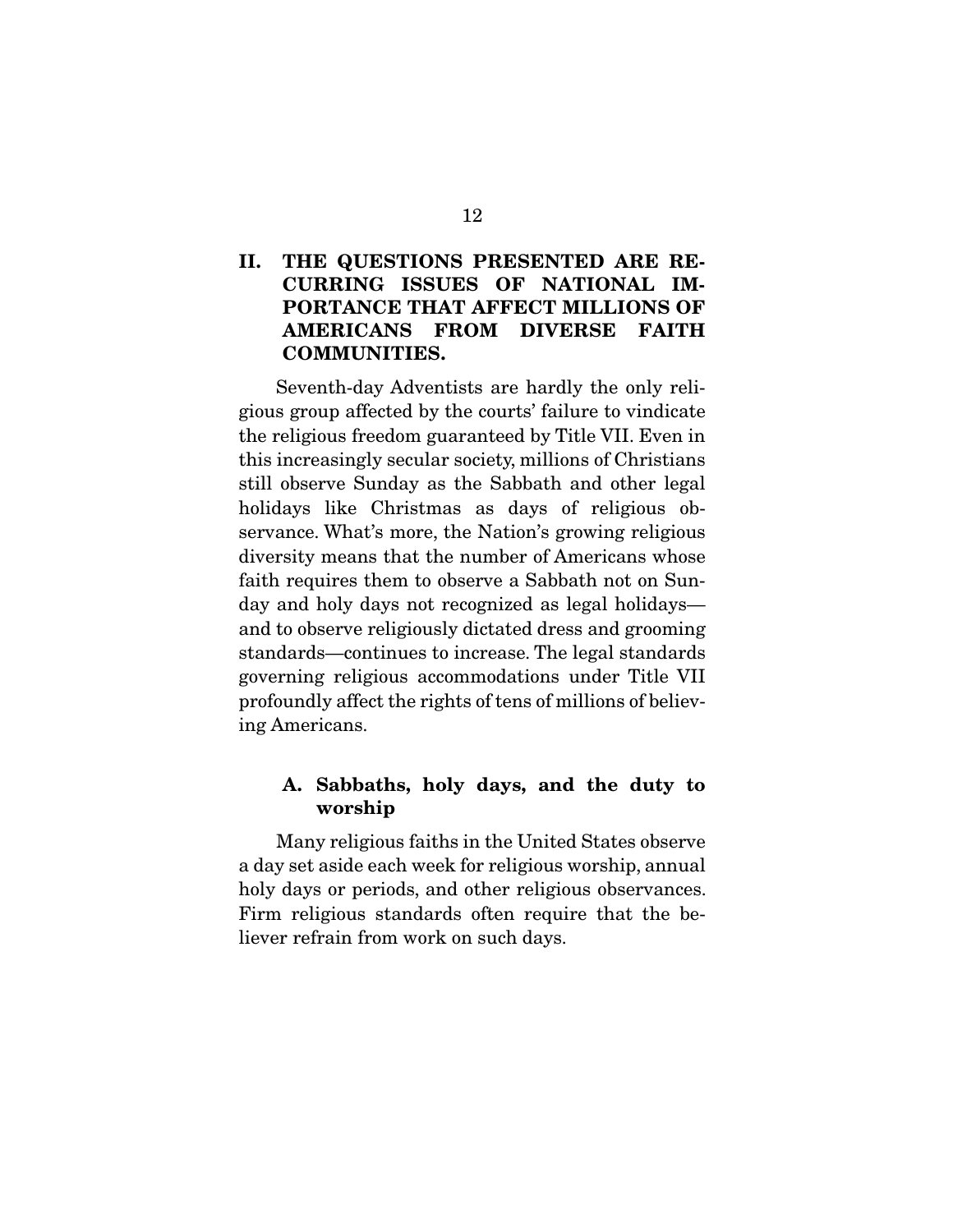## II. THE QUESTIONS PRESENTED ARE RECURRING ISSUES OF NATIONAL IMPORTANCE THAT AFFECT MILLIONS OF AMERICANS FROM DIVERSE FAITH COMMUNITIES.

Seventh-day Adventists are hardly the only religious group affected by the courts' failure to vindicate the religious freedom guaranteed by Title VII. Even in this increasingly secular society, millions of Christians still observe Sunday as the Sabbath and other legal holidays like Christmas as days of religious observance. What's more, the Nation's growing religious diversity means that the number of Americans whose faith requires them to observe a Sabbath not on Sunday and holy days not recognized as legal holidays—and to observe religiously dictated dress and grooming standards—continues to increase. The legal standards governing religious accommodations under Title VII profoundly affect the rights of tens of millions of believing Americans.

### A. Sabbaths, holy days, and the duty to worship

Many religious faiths in the United States observe a day set aside each week for religious worship, annual holy days or periods, and other religious observances. Firm religious standards often require that the believer refrain from work on such days.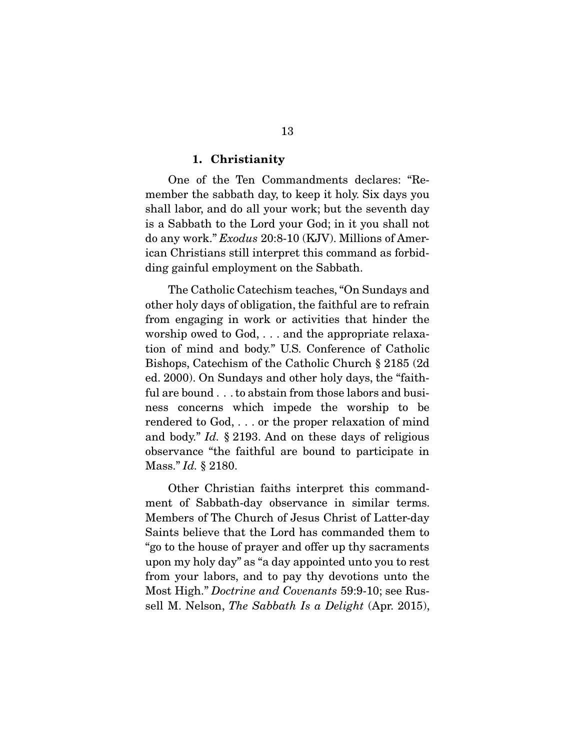#### 1. Christianity

One of the Ten Commandments declares: "Remember the sabbath day, to keep it holy. Six days you shall labor, and do all your work; but the seventh day is a Sabbath to the Lord your God; in it you shall not do any work." *Exodus* 20:8-10 (KJV). Millions of American Christians still interpret this command as forbidding gainful employment on the Sabbath.

The Catholic Catechism teaches, "On Sundays and other holy days of obligation, the faithful are to refrain from engaging in work or activities that hinder the worship owed to God, . . . and the appropriate relaxation of mind and body." U.S. Conference of Catholic Bishops, Catechism of the Catholic Church § 2185 (2d ed. 2000). On Sundays and other holy days, the "faithful are bound . . . to abstain from those labors and business concerns which impede the worship to be rendered to God, . . . or the proper relaxation of mind and body." *Id.* § 2193. And on these days of religious observance "the faithful are bound to participate in Mass." *Id.* § 2180.

Other Christian faiths interpret this commandment of Sabbath-day observance in similar terms. Members of The Church of Jesus Christ of Latter-day Saints believe that the Lord has commanded them to "go to the house of prayer and offer up thy sacraments upon my holy day" as "a day appointed unto you to rest from your labors, and to pay thy devotions unto the Most High." *Doctrine and Covenants* 59:9-10; see Russell M. Nelson, *The Sabbath Is a Delight* (Apr. 2015),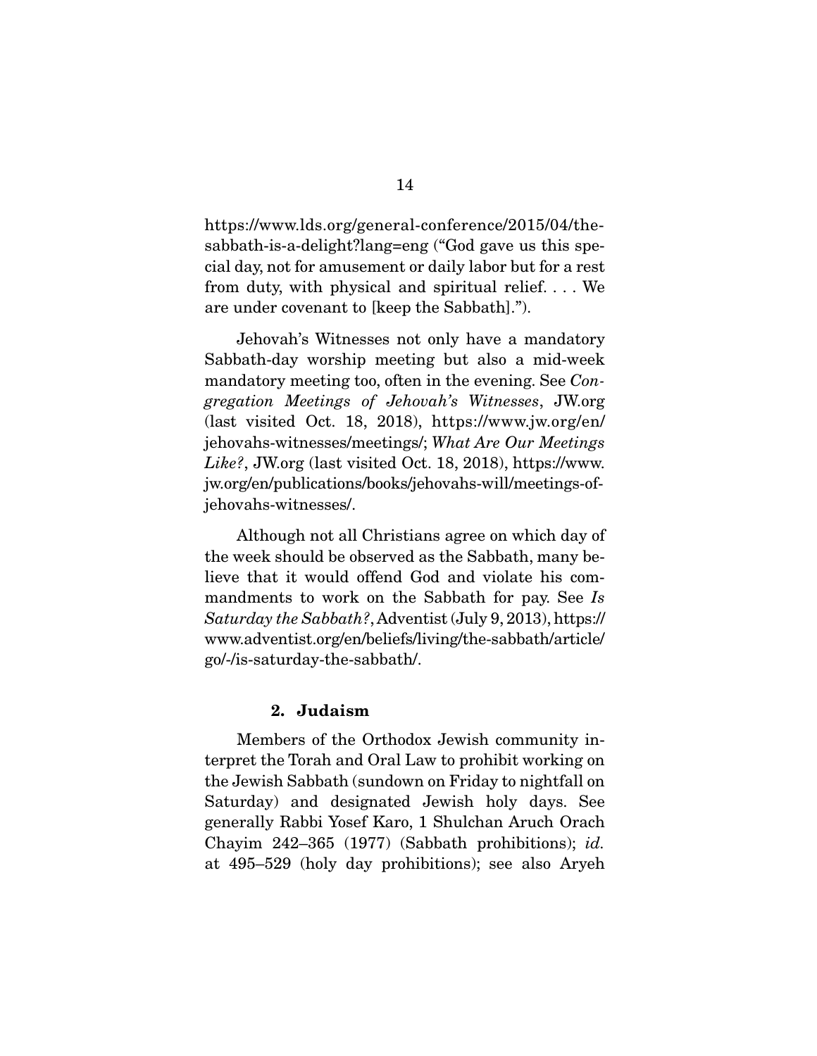https://www.lds.org/general-conference/2015/04/the-sabbath-is-a-delight?lang=eng ("God gave us this special day, not for amusement or daily labor but for a rest from duty, with physical and spiritual relief. . . . We are under covenant to [keep the Sabbath].").

Jehovah's Witnesses not only have a mandatory Sabbath-day worship meeting but also a mid-week mandatory meeting too, often in the evening. See *Congregation Meetings of Jehovah's Witnesses*, JW.org (last visited Oct. 18, 2018), https://www.jw.org/en/jehovahs-witnesses/meetings/; *What Are Our Meetings Like?*, JW.org (last visited Oct. 18, 2018), https://www.jw.org/en/publications/books/jehovahs-will/meetings-of-jehovahs-witnesses/.

Although not all Christians agree on which day of the week should be observed as the Sabbath, many believe that it would offend God and violate his commandments to work on the Sabbath for pay. See *Is Saturday the Sabbath?*, Adventist (July 9, 2013), https://www.adventist.org/en/beliefs/living/the-sabbath/article/go/-/is-saturday-the-sabbath/.

### 2. Judaism

Members of the Orthodox Jewish community interpret the Torah and Oral Law to prohibit working on the Jewish Sabbath (sundown on Friday to nightfall on Saturday) and designated Jewish holy days. See generally Rabbi Yosef Karo, 1 Shulchan Aruch Orach Chayim 242–365 (1977) (Sabbath prohibitions); *id.* at 495–529 (holy day prohibitions); see also Aryeh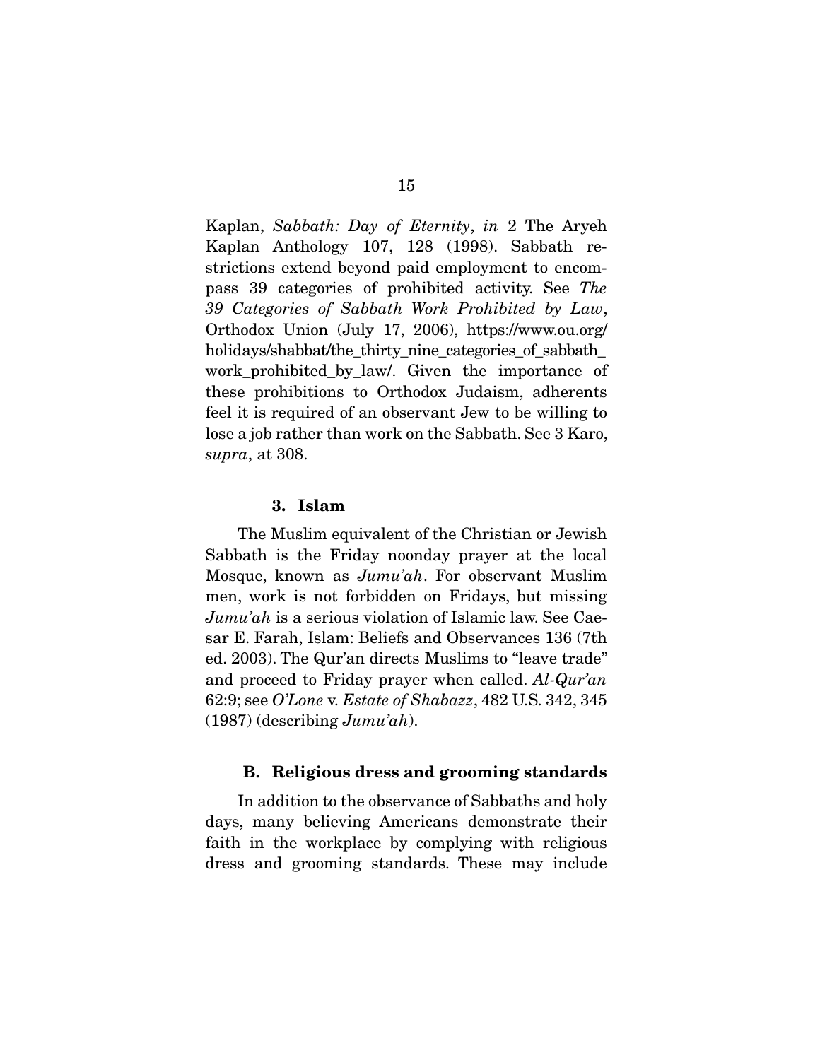Kaplan, *Sabbath: Day of Eternity*, *in* 2 The Aryeh Kaplan Anthology 107, 128 (1998). Sabbath restrictions extend beyond paid employment to encompass 39 categories of prohibited activity. See *The 39 Categories of Sabbath Work Prohibited by Law*, Orthodox Union (July 17, 2006), https://www.ou.org/holidays/shabbat/the_thirty_nine_categories_of_sabbath_work_prohibited_by_law/. Given the importance of these prohibitions to Orthodox Judaism, adherents feel it is required of an observant Jew to be willing to lose a job rather than work on the Sabbath. See 3 Karo, *supra*, at 308.

#### 3. Islam

The Muslim equivalent of the Christian or Jewish Sabbath is the Friday noonday prayer at the local Mosque, known as *Jumu'ah*. For observant Muslim men, work is not forbidden on Fridays, but missing *Jumu'ah* is a serious violation of Islamic law. See Caesar E. Farah, Islam: Beliefs and Observances 136 (7th ed. 2003). The Qur'an directs Muslims to "leave trade" and proceed to Friday prayer when called. *Al-Qur'an* 62:9; see *O'Lone* v. *Estate of Shabazz*, 482 U.S. 342, 345 (1987) (describing *Jumu'ah*).

### B. Religious dress and grooming standards

In addition to the observance of Sabbaths and holy days, many believing Americans demonstrate their faith in the workplace by complying with religious dress and grooming standards. These may include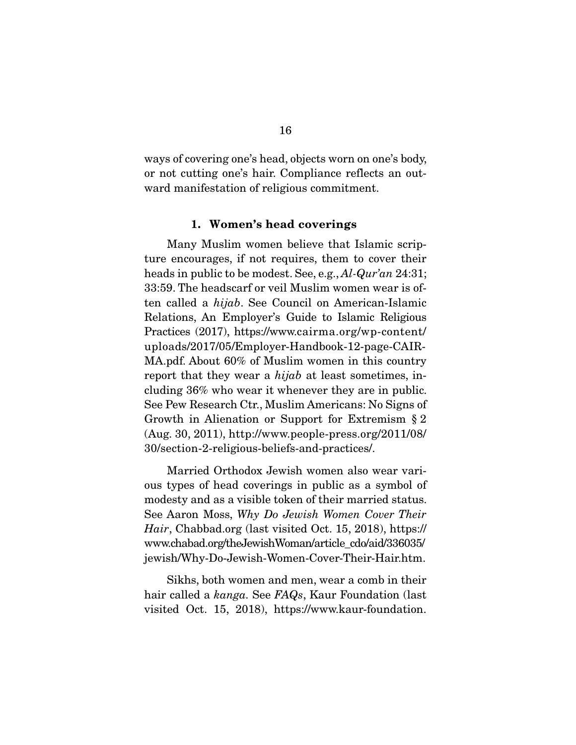ways of covering one's head, objects worn on one's body, or not cutting one's hair. Compliance reflects an outward manifestation of religious commitment.

### 1. Women's head coverings

Many Muslim women believe that Islamic scripture encourages, if not requires, them to cover their heads in public to be modest. See, e.g., *Al-Qur'an* 24:31; 33:59. The headscarf or veil Muslim women wear is often called a *hijab*. See Council on American-Islamic Relations, An Employer's Guide to Islamic Religious Practices (2017), https://www.cairma.org/wp-content/uploads/2017/05/Employer-Handbook-12-page-CAIR-MA.pdf. About 60% of Muslim women in this country report that they wear a *hijab* at least sometimes, including 36% who wear it whenever they are in public. See Pew Research Ctr., Muslim Americans: No Signs of Growth in Alienation or Support for Extremism § 2 (Aug. 30, 2011), http://www.people-press.org/2011/08/30/section-2-religious-beliefs-and-practices/.

Married Orthodox Jewish women also wear various types of head coverings in public as a symbol of modesty and as a visible token of their married status. See Aaron Moss, *Why Do Jewish Women Cover Their Hair*, Chabbad.org (last visited Oct. 15, 2018), https://www.chabad.org/theJewishWoman/article_cdo/aid/336035/jewish/Why-Do-Jewish-Women-Cover-Their-Hair.htm.

Sikhs, both women and men, wear a comb in their hair called a *kanga.* See *FAQs*, Kaur Foundation (last visited Oct. 15, 2018), https://www.kaur-foundation.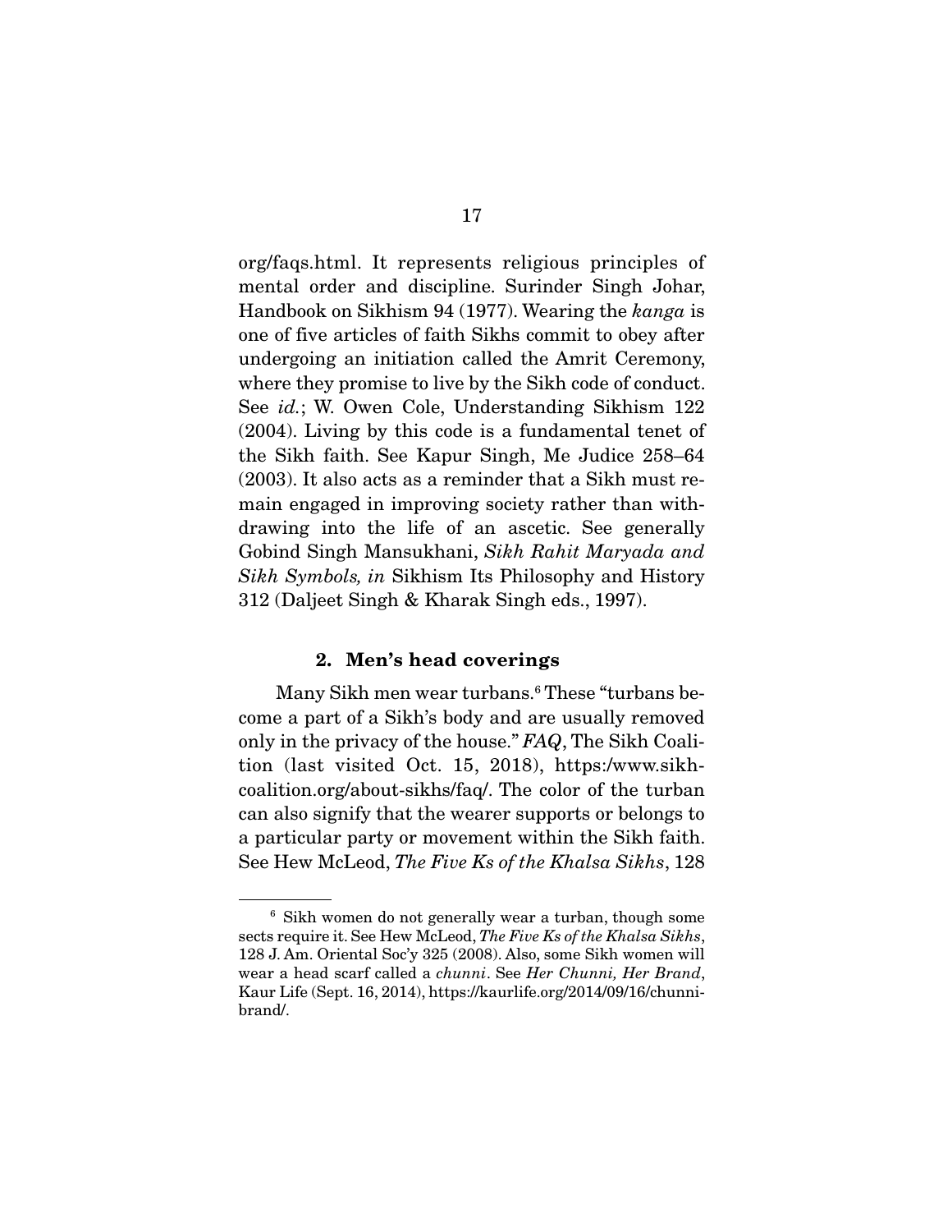org/faqs.html. It represents religious principles of mental order and discipline. Surinder Singh Johar, Handbook on Sikhism 94 (1977). Wearing the *kanga* is one of five articles of faith Sikhs commit to obey after undergoing an initiation called the Amrit Ceremony, where they promise to live by the Sikh code of conduct. See *id.*; W. Owen Cole, Understanding Sikhism 122 (2004). Living by this code is a fundamental tenet of the Sikh faith. See Kapur Singh, Me Judice 258–64 (2003). It also acts as a reminder that a Sikh must remain engaged in improving society rather than withdrawing into the life of an ascetic. See generally Gobind Singh Mansukhani, *Sikh Rahit Maryada and Sikh Symbols, in* Sikhism Its Philosophy and History 312 (Daljeet Singh & Kharak Singh eds., 1997).

### 2. Men's head coverings

Many Sikh men wear turbans.[6] These "turbans become a part of a Sikh's body and are usually removed only in the privacy of the house." ***FAQ***, The Sikh Coalition (last visited Oct. 15, 2018), https:/www.sikhcoalition.org/about-sikhs/faq/. The color of the turban can also signify that the wearer supports or belongs to a particular party or movement within the Sikh faith. See Hew McLeod, *The Five Ks of the Khalsa Sikhs*, 128

---

[6] Sikh women do not generally wear a turban, though some sects require it. See Hew McLeod, *The Five Ks of the Khalsa Sikhs*, 128 J. Am. Oriental Soc'y 325 (2008). Also, some Sikh women will wear a head scarf called a *chunni*. See *Her Chunni, Her Brand*, Kaur Life (Sept. 16, 2014), https://kaurlife.org/2014/09/16/chunni-brand/.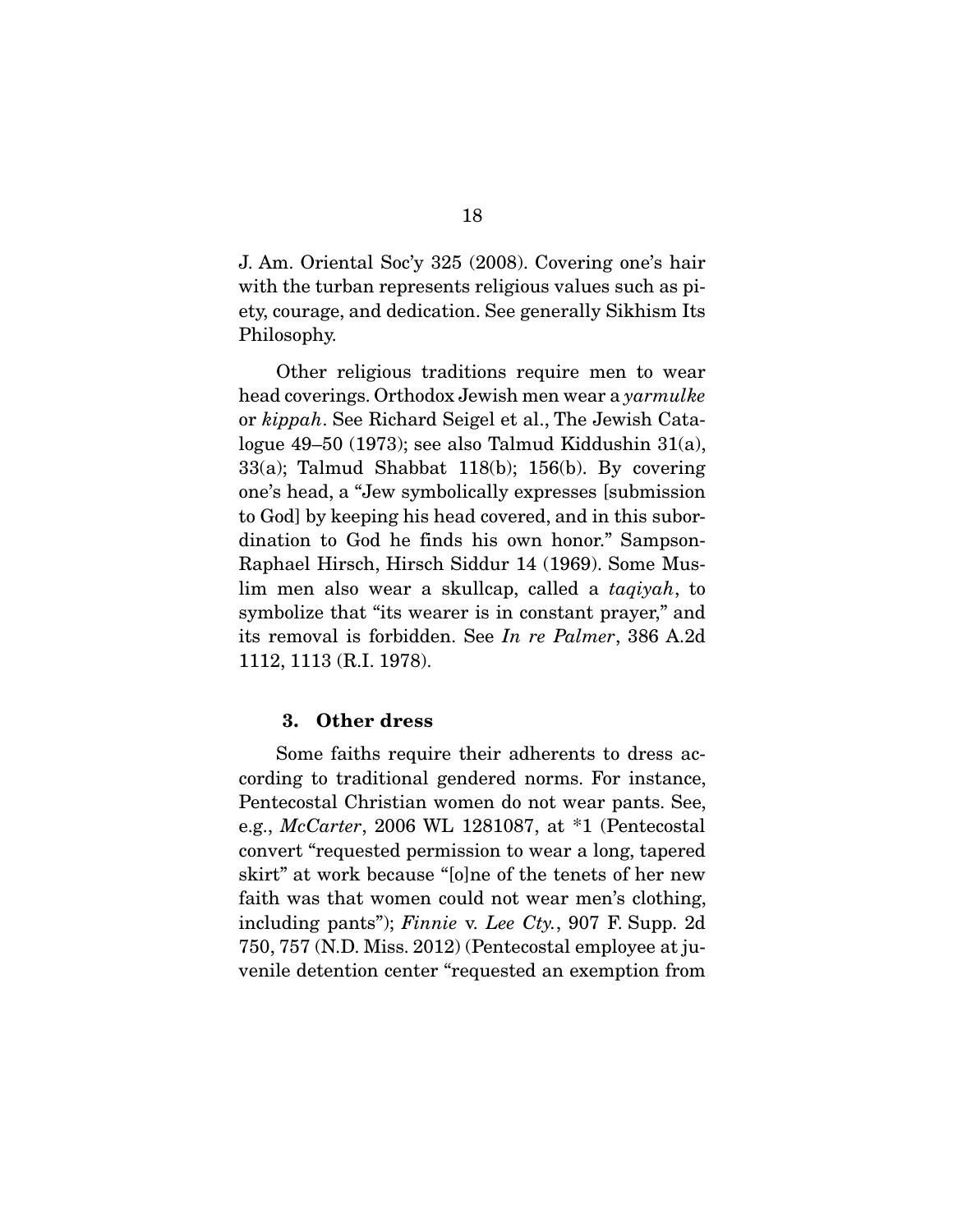J. Am. Oriental Soc'y 325 (2008). Covering one's hair with the turban represents religious values such as piety, courage, and dedication. See generally Sikhism Its Philosophy.

Other religious traditions require men to wear head coverings. Orthodox Jewish men wear a *yarmulke* or *kippah*. See Richard Seigel et al., The Jewish Catalogue 49–50 (1973); see also Talmud Kiddushin 31(a), 33(a); Talmud Shabbat 118(b); 156(b). By covering one's head, a "Jew symbolically expresses [submission to God] by keeping his head covered, and in this subordination to God he finds his own honor." Sampson-Raphael Hirsch, Hirsch Siddur 14 (1969). Some Muslim men also wear a skullcap, called a *taqiyah*, to symbolize that "its wearer is in constant prayer," and its removal is forbidden. See *In re Palmer*, 386 A.2d 1112, 1113 (R.I. 1978).

### 3. Other dress

Some faiths require their adherents to dress according to traditional gendered norms. For instance, Pentecostal Christian women do not wear pants. See, e.g., *McCarter*, 2006 WL 1281087, at *1 (Pentecostal convert "requested permission to wear a long, tapered skirt" at work because "[o]ne of the tenets of her new faith was that women could not wear men's clothing, including pants"); *Finnie* v. *Lee Cty.*, 907 F. Supp. 2d 750, 757 (N.D. Miss. 2012) (Pentecostal employee at juvenile detention center "requested an exemption from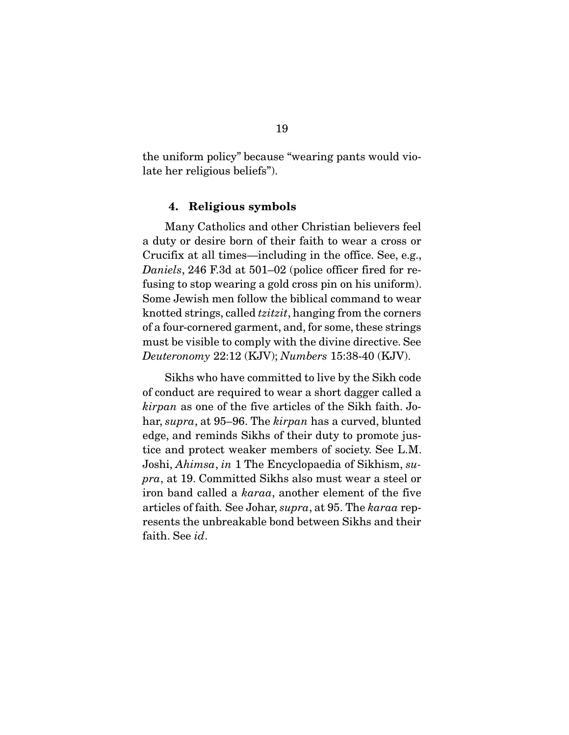the uniform policy" because "wearing pants would violate her religious beliefs").

#### 4. Religious symbols

Many Catholics and other Christian believers feel a duty or desire born of their faith to wear a cross or Crucifix at all times—including in the office. See, e.g., *Daniels*, 246 F.3d at 501–02 (police officer fired for refusing to stop wearing a gold cross pin on his uniform). Some Jewish men follow the biblical command to wear knotted strings, called *tzitzit*, hanging from the corners of a four-cornered garment, and, for some, these strings must be visible to comply with the divine directive. See *Deuteronomy* 22:12 (KJV); *Numbers* 15:38-40 (KJV).

Sikhs who have committed to live by the Sikh code of conduct are required to wear a short dagger called a *kirpan* as one of the five articles of the Sikh faith. Johar, *supra*, at 95–96. The *kirpan* has a curved, blunted edge, and reminds Sikhs of their duty to promote justice and protect weaker members of society. See L.M. Joshi, *Ahimsa*, *in* 1 The Encyclopaedia of Sikhism, *supra*, at 19. Committed Sikhs also must wear a steel or iron band called a *karaa*, another element of the five articles of faith. See Johar, *supra*, at 95. The *karaa* represents the unbreakable bond between Sikhs and their faith. See *id*.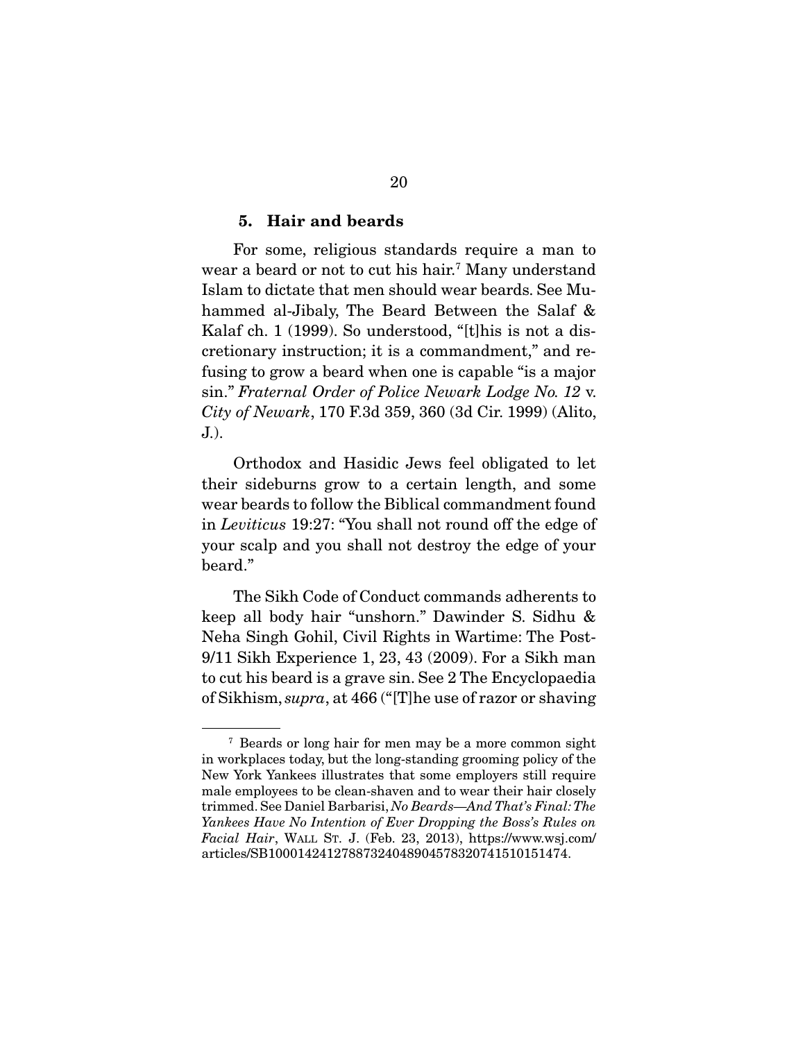### 5. Hair and beards

For some, religious standards require a man to wear a beard or not to cut his hair.[7] Many understand Islam to dictate that men should wear beards. See Muhammed al-Jibaly, The Beard Between the Salaf & Kalaf ch. 1 (1999). So understood, "[t]his is not a discretionary instruction; it is a commandment," and refusing to grow a beard when one is capable "is a major sin." *Fraternal Order of Police Newark Lodge No. 12* v. *City of Newark*, 170 F.3d 359, 360 (3d Cir. 1999) (Alito, J.).

Orthodox and Hasidic Jews feel obligated to let their sideburns grow to a certain length, and some wear beards to follow the Biblical commandment found in *Leviticus* 19:27: "You shall not round off the edge of your scalp and you shall not destroy the edge of your beard."

The Sikh Code of Conduct commands adherents to keep all body hair "unshorn." Dawinder S. Sidhu & Neha Singh Gohil, Civil Rights in Wartime: The Post-9/11 Sikh Experience 1, 23, 43 (2009). For a Sikh man to cut his beard is a grave sin. See 2 The Encyclopaedia of Sikhism, *supra*, at 466 ("[T]he use of razor or shaving

---

[7] Beards or long hair for men may be a more common sight in workplaces today, but the long-standing grooming policy of the New York Yankees illustrates that some employers still require male employees to be clean-shaven and to wear their hair closely trimmed. See Daniel Barbarisi, *No Beards—And That's Final: The Yankees Have No Intention of Ever Dropping the Boss's Rules on Facial Hair*, WALL ST. J. (Feb. 23, 2013), https://www.wsj.com/articles/SB10001424127887324048904578320741510151474.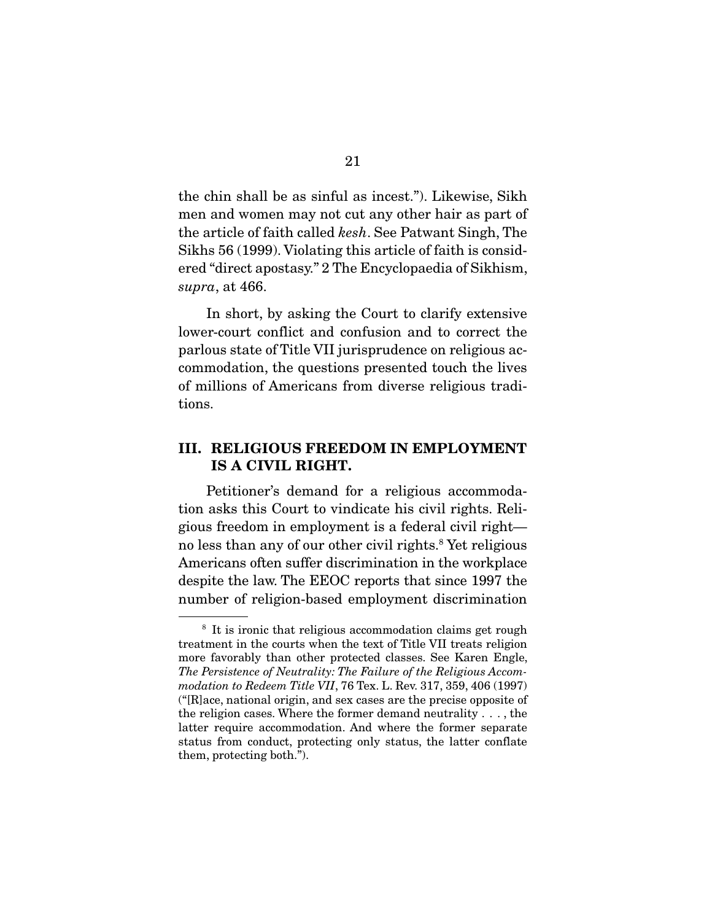the chin shall be as sinful as incest."). Likewise, Sikh men and women may not cut any other hair as part of the article of faith called *kesh*. See Patwant Singh, The Sikhs 56 (1999). Violating this article of faith is considered "direct apostasy." 2 The Encyclopaedia of Sikhism, *supra*, at 466.

In short, by asking the Court to clarify extensive lower-court conflict and confusion and to correct the parlous state of Title VII jurisprudence on religious accommodation, the questions presented touch the lives of millions of Americans from diverse religious traditions.

## III. RELIGIOUS FREEDOM IN EMPLOYMENT IS A CIVIL RIGHT.

Petitioner's demand for a religious accommodation asks this Court to vindicate his civil rights. Religious freedom in employment is a federal civil right—no less than any of our other civil rights.[8] Yet religious Americans often suffer discrimination in the workplace despite the law. The EEOC reports that since 1997 the number of religion-based employment discrimination

[8] It is ironic that religious accommodation claims get rough treatment in the courts when the text of Title VII treats religion more favorably than other protected classes. See Karen Engle, *The Persistence of Neutrality: The Failure of the Religious Accommodation to Redeem Title VII*, 76 Tex. L. Rev. 317, 359, 406 (1997) ("[R]ace, national origin, and sex cases are the precise opposite of the religion cases. Where the former demand neutrality . . . , the latter require accommodation. And where the former separate status from conduct, protecting only status, the latter conflate them, protecting both.").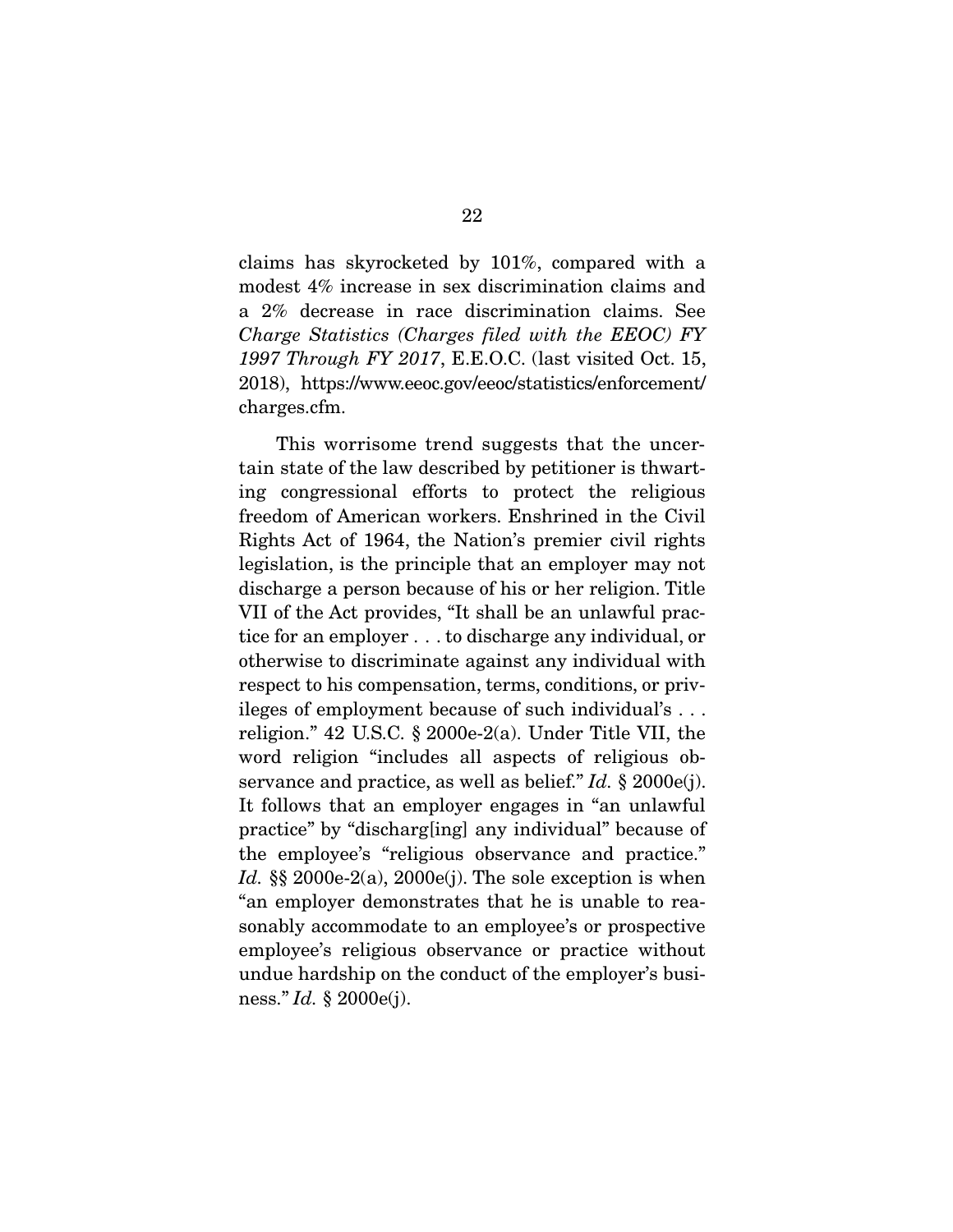claims has skyrocketed by 101%, compared with a modest 4% increase in sex discrimination claims and a 2% decrease in race discrimination claims. See *Charge Statistics (Charges filed with the EEOC) FY 1997 Through FY 2017*, E.E.O.C. (last visited Oct. 15, 2018), https://www.eeoc.gov/eeoc/statistics/enforcement/charges.cfm.

This worrisome trend suggests that the uncertain state of the law described by petitioner is thwarting congressional efforts to protect the religious freedom of American workers. Enshrined in the Civil Rights Act of 1964, the Nation's premier civil rights legislation, is the principle that an employer may not discharge a person because of his or her religion. Title VII of the Act provides, "It shall be an unlawful practice for an employer . . . to discharge any individual, or otherwise to discriminate against any individual with respect to his compensation, terms, conditions, or privileges of employment because of such individual's . . . religion." 42 U.S.C. § 2000e-2(a). Under Title VII, the word religion "includes all aspects of religious observance and practice, as well as belief." *Id.* § 2000e(j). It follows that an employer engages in "an unlawful practice" by "discharg[ing] any individual" because of the employee's "religious observance and practice." *Id.* §§ 2000e-2(a), 2000e(j). The sole exception is when "an employer demonstrates that he is unable to reasonably accommodate to an employee's or prospective employee's religious observance or practice without undue hardship on the conduct of the employer's business." *Id.* § 2000e(j).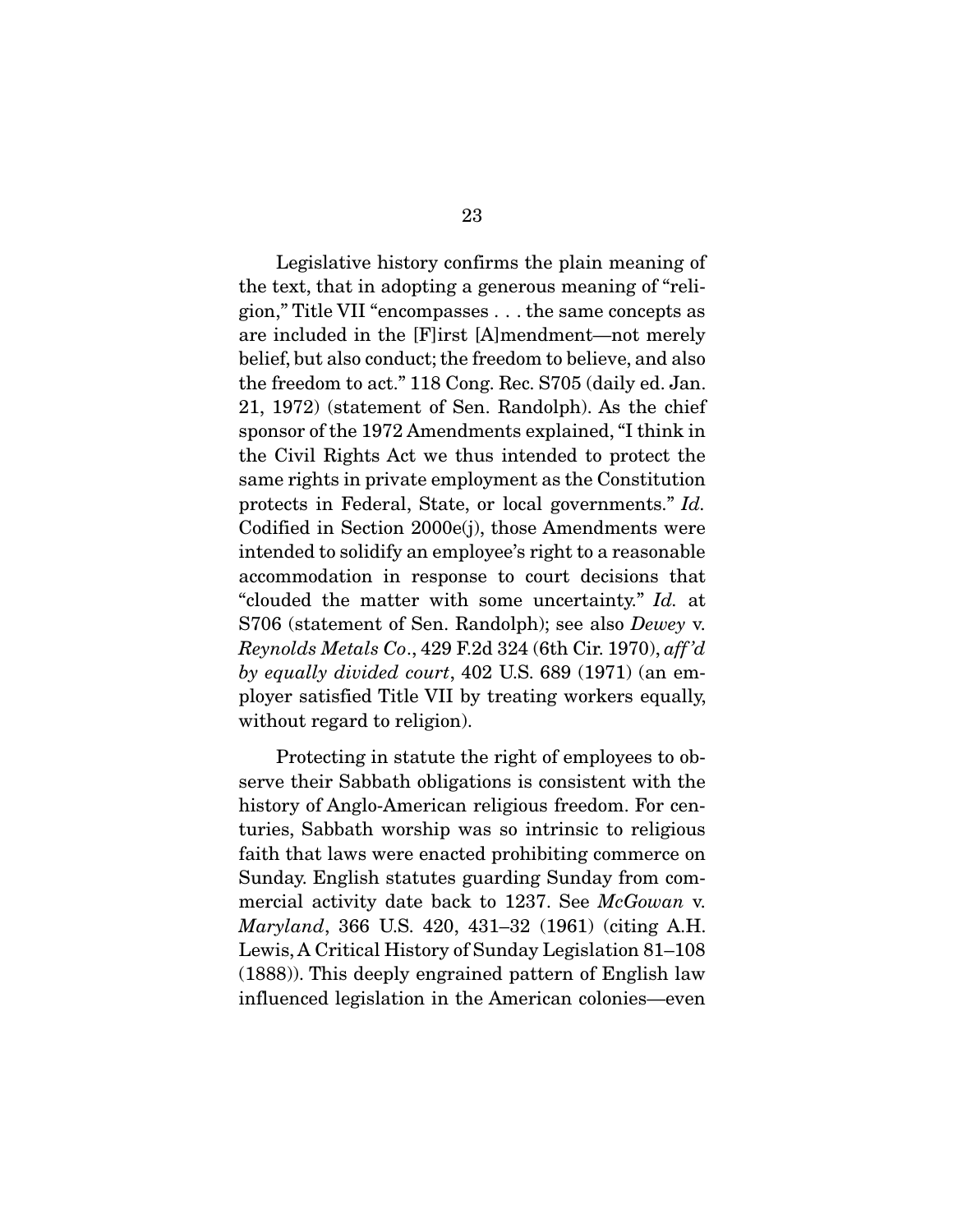Legislative history confirms the plain meaning of the text, that in adopting a generous meaning of "religion," Title VII "encompasses . . . the same concepts as are included in the [F]irst [A]mendment—not merely belief, but also conduct; the freedom to believe, and also the freedom to act." 118 Cong. Rec. S705 (daily ed. Jan. 21, 1972) (statement of Sen. Randolph). As the chief sponsor of the 1972 Amendments explained, "I think in the Civil Rights Act we thus intended to protect the same rights in private employment as the Constitution protects in Federal, State, or local governments." *Id.* Codified in Section 2000e(j), those Amendments were intended to solidify an employee's right to a reasonable accommodation in response to court decisions that "clouded the matter with some uncertainty." *Id.* at S706 (statement of Sen. Randolph); see also *Dewey* v. *Reynolds Metals Co*., 429 F.2d 324 (6th Cir. 1970), *aff'd by equally divided court*, 402 U.S. 689 (1971) (an employer satisfied Title VII by treating workers equally, without regard to religion).

Protecting in statute the right of employees to observe their Sabbath obligations is consistent with the history of Anglo-American religious freedom. For centuries, Sabbath worship was so intrinsic to religious faith that laws were enacted prohibiting commerce on Sunday. English statutes guarding Sunday from commercial activity date back to 1237. See *McGowan* v. *Maryland*, 366 U.S. 420, 431–32 (1961) (citing A.H. Lewis, A Critical History of Sunday Legislation 81–108 (1888)). This deeply engrained pattern of English law influenced legislation in the American colonies—even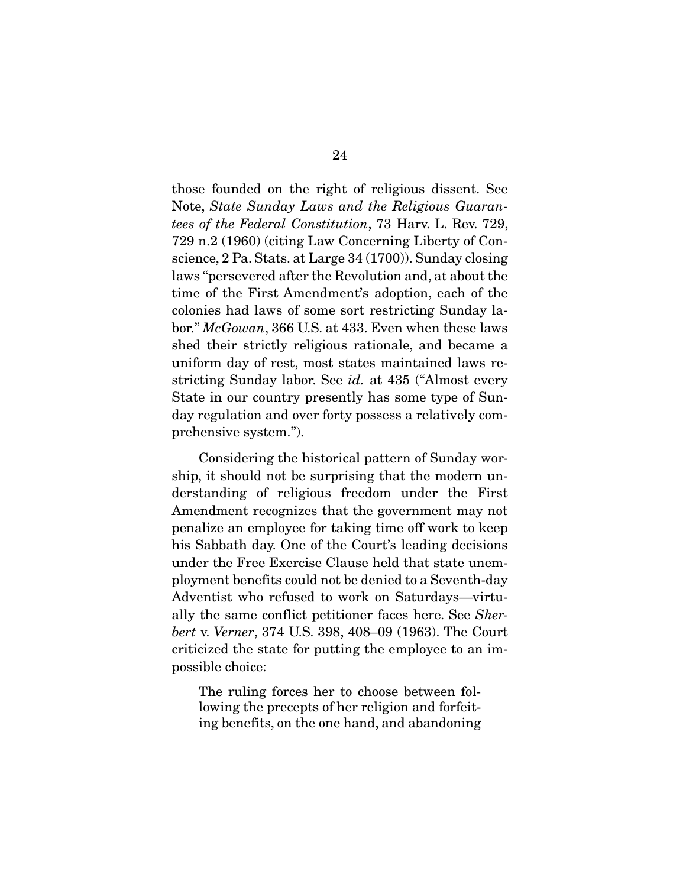those founded on the right of religious dissent. See Note, *State Sunday Laws and the Religious Guarantees of the Federal Constitution*, 73 Harv. L. Rev. 729, 729 n.2 (1960) (citing Law Concerning Liberty of Conscience, 2 Pa. Stats. at Large 34 (1700)). Sunday closing laws "persevered after the Revolution and, at about the time of the First Amendment's adoption, each of the colonies had laws of some sort restricting Sunday labor." *McGowan*, 366 U.S. at 433. Even when these laws shed their strictly religious rationale, and became a uniform day of rest, most states maintained laws restricting Sunday labor. See *id.* at 435 ("Almost every State in our country presently has some type of Sunday regulation and over forty possess a relatively comprehensive system.").

Considering the historical pattern of Sunday worship, it should not be surprising that the modern understanding of religious freedom under the First Amendment recognizes that the government may not penalize an employee for taking time off work to keep his Sabbath day. One of the Court's leading decisions under the Free Exercise Clause held that state unemployment benefits could not be denied to a Seventh-day Adventist who refused to work on Saturdays—virtually the same conflict petitioner faces here. See *Sherbert* v. *Verner*, 374 U.S. 398, 408–09 (1963). The Court criticized the state for putting the employee to an impossible choice:

> The ruling forces her to choose between following the precepts of her religion and forfeiting benefits, on the one hand, and abandoning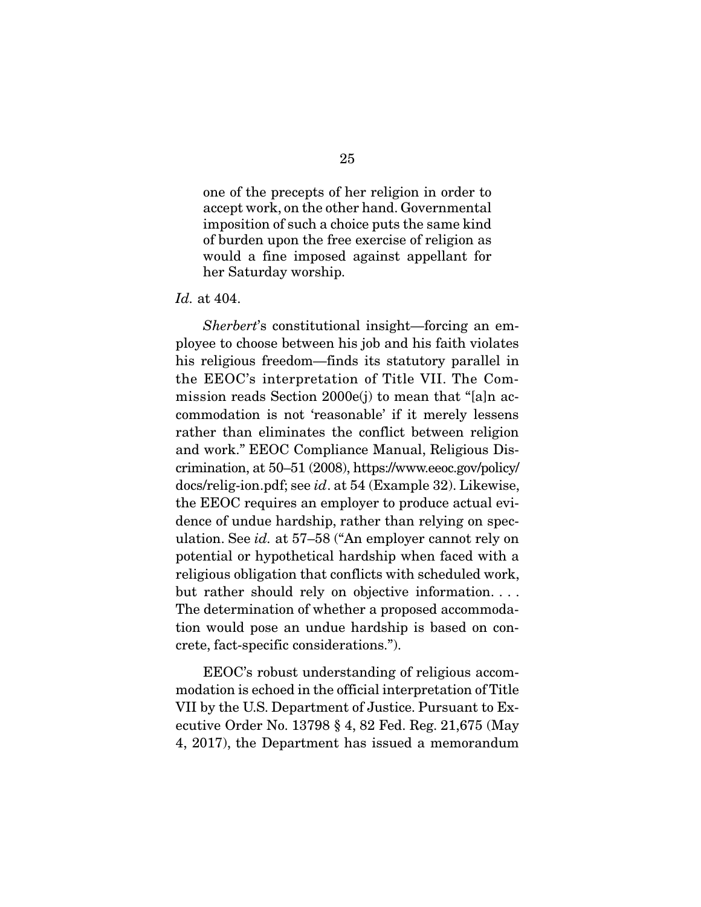> one of the precepts of her religion in order to accept work, on the other hand. Governmental imposition of such a choice puts the same kind of burden upon the free exercise of religion as would a fine imposed against appellant for her Saturday worship.

*Id.* at 404.

*Sherbert*'s constitutional insight—forcing an employee to choose between his job and his faith violates his religious freedom—finds its statutory parallel in the EEOC's interpretation of Title VII. The Commission reads Section 2000e(j) to mean that "[a]n accommodation is not 'reasonable' if it merely lessens rather than eliminates the conflict between religion and work." EEOC Compliance Manual, Religious Discrimination, at 50–51 (2008), https://www.eeoc.gov/policy/docs/relig-ion.pdf; see *id*. at 54 (Example 32). Likewise, the EEOC requires an employer to produce actual evidence of undue hardship, rather than relying on speculation. See *id.* at 57–58 ("An employer cannot rely on potential or hypothetical hardship when faced with a religious obligation that conflicts with scheduled work, but rather should rely on objective information. . . . The determination of whether a proposed accommodation would pose an undue hardship is based on concrete, fact-specific considerations.").

EEOC's robust understanding of religious accommodation is echoed in the official interpretation of Title VII by the U.S. Department of Justice. Pursuant to Executive Order No. 13798 § 4, 82 Fed. Reg. 21,675 (May 4, 2017), the Department has issued a memorandum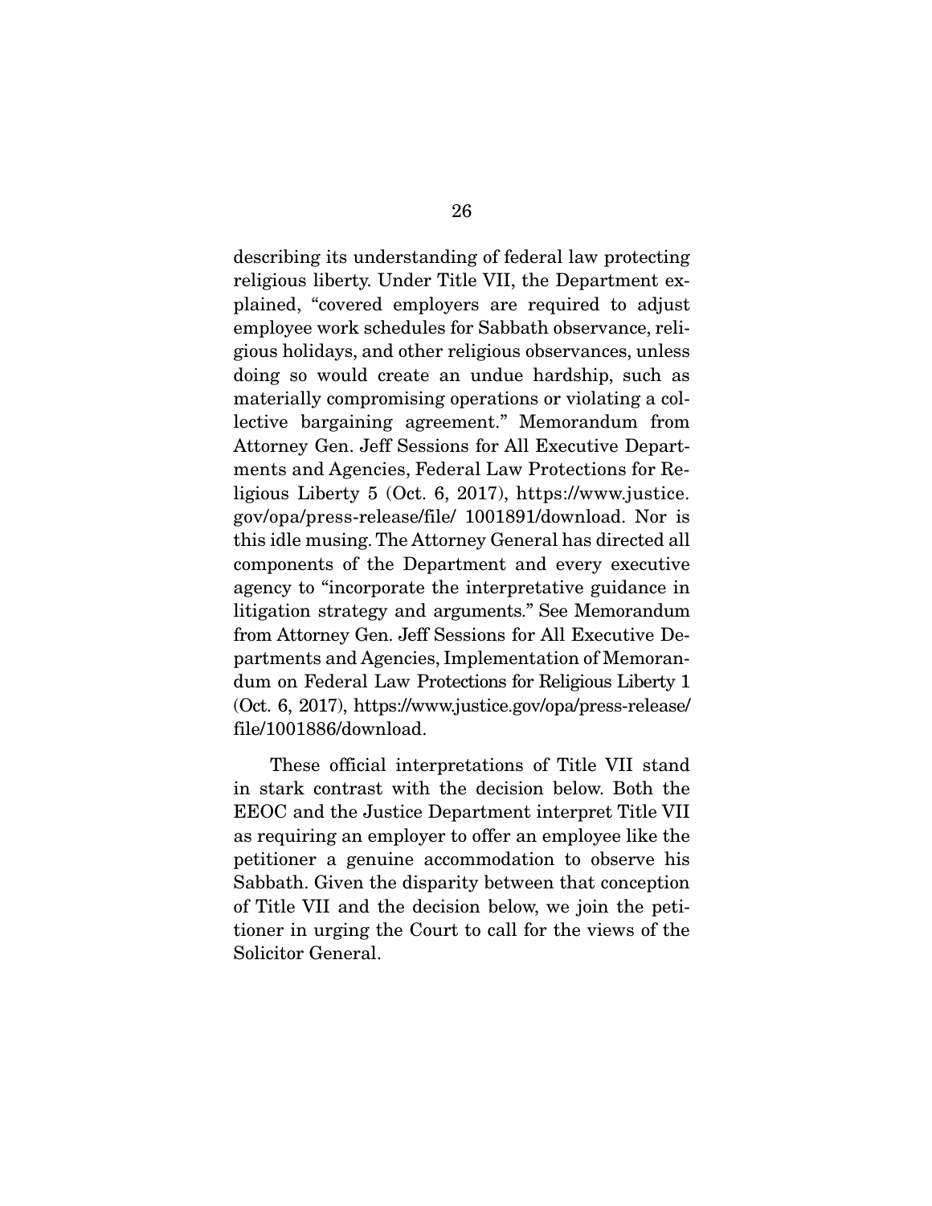describing its understanding of federal law protecting religious liberty. Under Title VII, the Department explained, "covered employers are required to adjust employee work schedules for Sabbath observance, religious holidays, and other religious observances, unless doing so would create an undue hardship, such as materially compromising operations or violating a collective bargaining agreement." Memorandum from Attorney Gen. Jeff Sessions for All Executive Departments and Agencies, Federal Law Protections for Religious Liberty 5 (Oct. 6, 2017), https://www.justice.gov/opa/press-release/file/ 1001891/download. Nor is this idle musing. The Attorney General has directed all components of the Department and every executive agency to "incorporate the interpretative guidance in litigation strategy and arguments." See Memorandum from Attorney Gen. Jeff Sessions for All Executive Departments and Agencies, Implementation of Memorandum on Federal Law Protections for Religious Liberty 1 (Oct. 6, 2017), https://www.justice.gov/opa/press-release/file/1001886/download.

These official interpretations of Title VII stand in stark contrast with the decision below. Both the EEOC and the Justice Department interpret Title VII as requiring an employer to offer an employee like the petitioner a genuine accommodation to observe his Sabbath. Given the disparity between that conception of Title VII and the decision below, we join the petitioner in urging the Court to call for the views of the Solicitor General.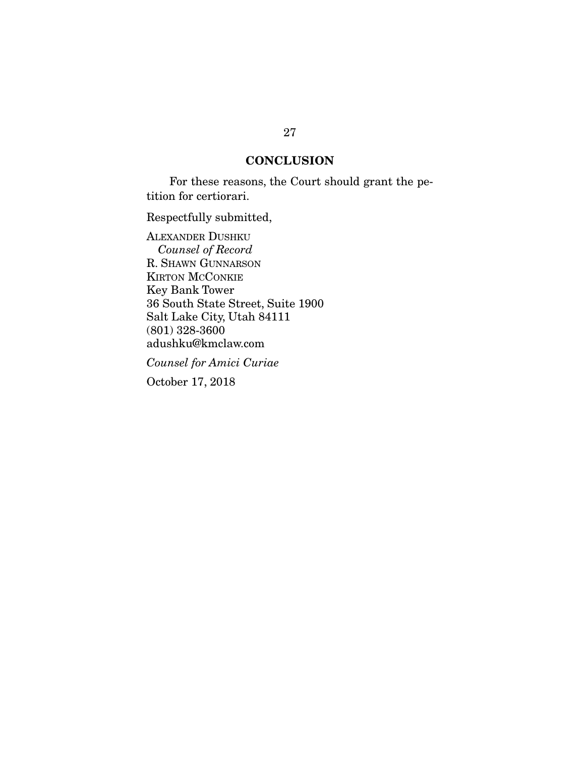## CONCLUSION

For these reasons, the Court should grant the petition for certiorari.

Respectfully submitted,

ALEXANDER DUSHKU
*Counsel of Record*
R. SHAWN GUNNARSON
KIRTON MCCONKIE
Key Bank Tower
36 South State Street, Suite 1900
Salt Lake City, Utah 84111
(801) 328-3600
adushku@kmclaw.com

*Counsel for Amici Curiae*

October 17, 2018